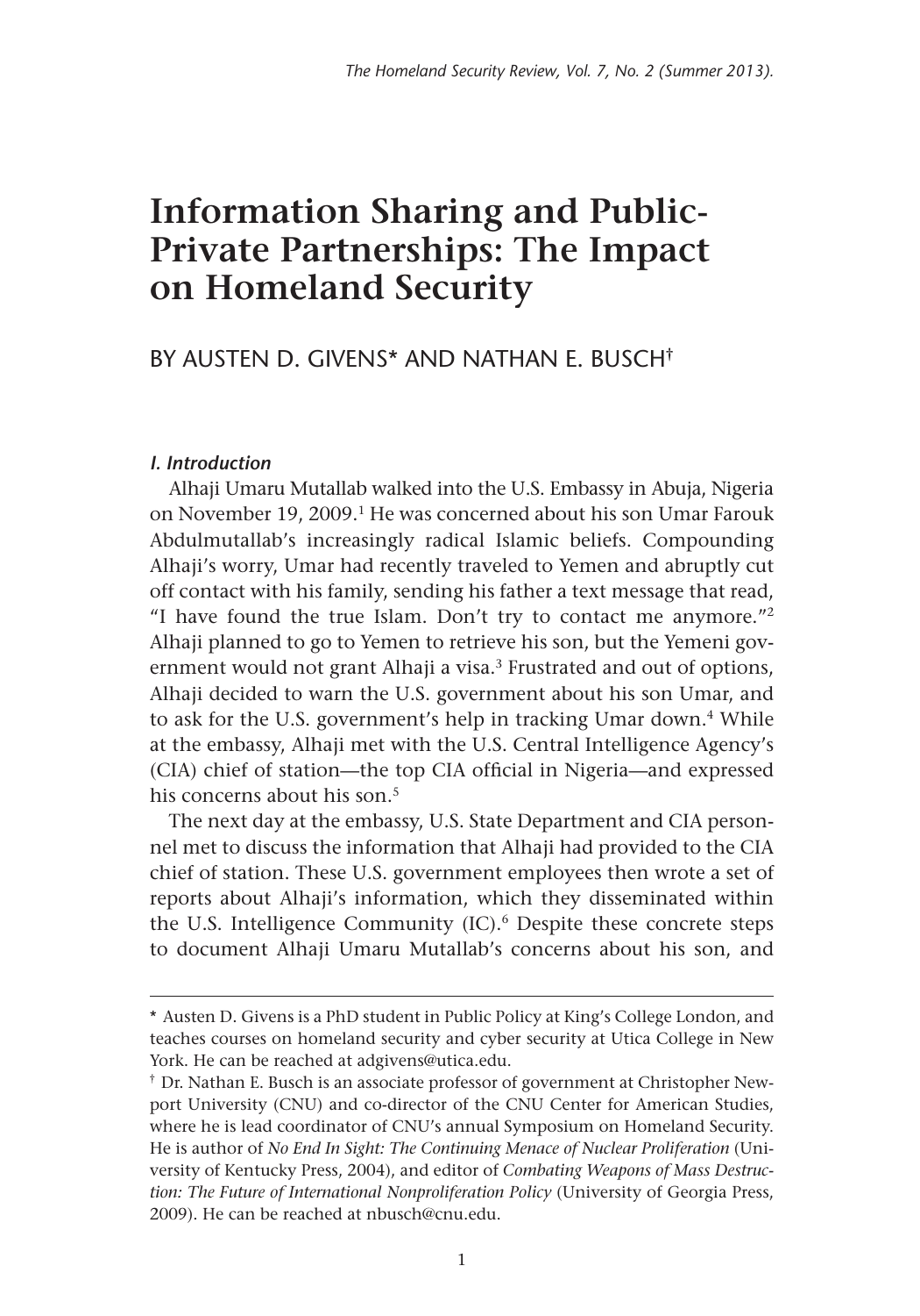# Information Sharing and Public-Private Partnerships: The Impact on Homeland Security

## BY AUSTEN D. GIVENS* AND NATHAN E. BUSCH†

### *I. Introduction*

Alhaji Umaru Mutallab walked into the U.S. Embassy in Abuja, Nigeria on November 19, 2009.[1] He was concerned about his son Umar Farouk Abdulmutallab's increasingly radical Islamic beliefs. Compounding Alhaji's worry, Umar had recently traveled to Yemen and abruptly cut off contact with his family, sending his father a text message that read, "I have found the true Islam. Don't try to contact me anymore."[2] Alhaji planned to go to Yemen to retrieve his son, but the Yemeni government would not grant Alhaji a visa.[3] Frustrated and out of options, Alhaji decided to warn the U.S. government about his son Umar, and to ask for the U.S. government's help in tracking Umar down.[4] While at the embassy, Alhaji met with the U.S. Central Intelligence Agency's (CIA) chief of station—the top CIA official in Nigeria—and expressed his concerns about his son.[5]

The next day at the embassy, U.S. State Department and CIA personnel met to discuss the information that Alhaji had provided to the CIA chief of station. These U.S. government employees then wrote a set of reports about Alhaji's information, which they disseminated within the U.S. Intelligence Community (IC).[6] Despite these concrete steps to document Alhaji Umaru Mutallab's concerns about his son, and

---

\* Austen D. Givens is a PhD student in Public Policy at King's College London, and teaches courses on homeland security and cyber security at Utica College in New York. He can be reached at adgivens@utica.edu.

† Dr. Nathan E. Busch is an associate professor of government at Christopher Newport University (CNU) and co-director of the CNU Center for American Studies, where he is lead coordinator of CNU's annual Symposium on Homeland Security. He is author of *No End In Sight: The Continuing Menace of Nuclear Proliferation* (University of Kentucky Press, 2004), and editor of *Combating Weapons of Mass Destruction: The Future of International Nonproliferation Policy* (University of Georgia Press, 2009). He can be reached at nbusch@cnu.edu.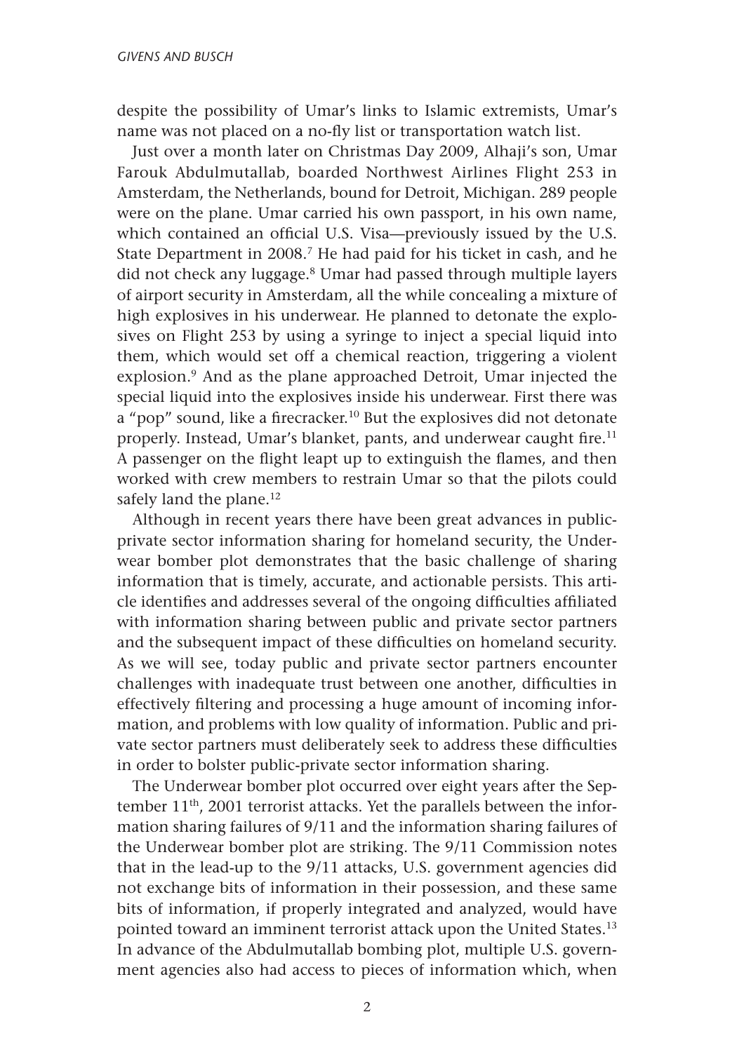despite the possibility of Umar's links to Islamic extremists, Umar's name was not placed on a no-fly list or transportation watch list.

Just over a month later on Christmas Day 2009, Alhaji's son, Umar Farouk Abdulmutallab, boarded Northwest Airlines Flight 253 in Amsterdam, the Netherlands, bound for Detroit, Michigan. 289 people were on the plane. Umar carried his own passport, in his own name, which contained an official U.S. Visa—previously issued by the U.S. State Department in 2008.[7] He had paid for his ticket in cash, and he did not check any luggage.[8] Umar had passed through multiple layers of airport security in Amsterdam, all the while concealing a mixture of high explosives in his underwear. He planned to detonate the explosives on Flight 253 by using a syringe to inject a special liquid into them, which would set off a chemical reaction, triggering a violent explosion.[9] And as the plane approached Detroit, Umar injected the special liquid into the explosives inside his underwear. First there was a "pop" sound, like a firecracker.[10] But the explosives did not detonate properly. Instead, Umar's blanket, pants, and underwear caught fire.[11] A passenger on the flight leapt up to extinguish the flames, and then worked with crew members to restrain Umar so that the pilots could safely land the plane.[12]

Although in recent years there have been great advances in public-private sector information sharing for homeland security, the Underwear bomber plot demonstrates that the basic challenge of sharing information that is timely, accurate, and actionable persists. This article identifies and addresses several of the ongoing difficulties affiliated with information sharing between public and private sector partners and the subsequent impact of these difficulties on homeland security. As we will see, today public and private sector partners encounter challenges with inadequate trust between one another, difficulties in effectively filtering and processing a huge amount of incoming information, and problems with low quality of information. Public and private sector partners must deliberately seek to address these difficulties in order to bolster public-private sector information sharing.

The Underwear bomber plot occurred over eight years after the September 11th, 2001 terrorist attacks. Yet the parallels between the information sharing failures of 9/11 and the information sharing failures of the Underwear bomber plot are striking. The 9/11 Commission notes that in the lead-up to the 9/11 attacks, U.S. government agencies did not exchange bits of information in their possession, and these same bits of information, if properly integrated and analyzed, would have pointed toward an imminent terrorist attack upon the United States.[13] In advance of the Abdulmutallab bombing plot, multiple U.S. government agencies also had access to pieces of information which, when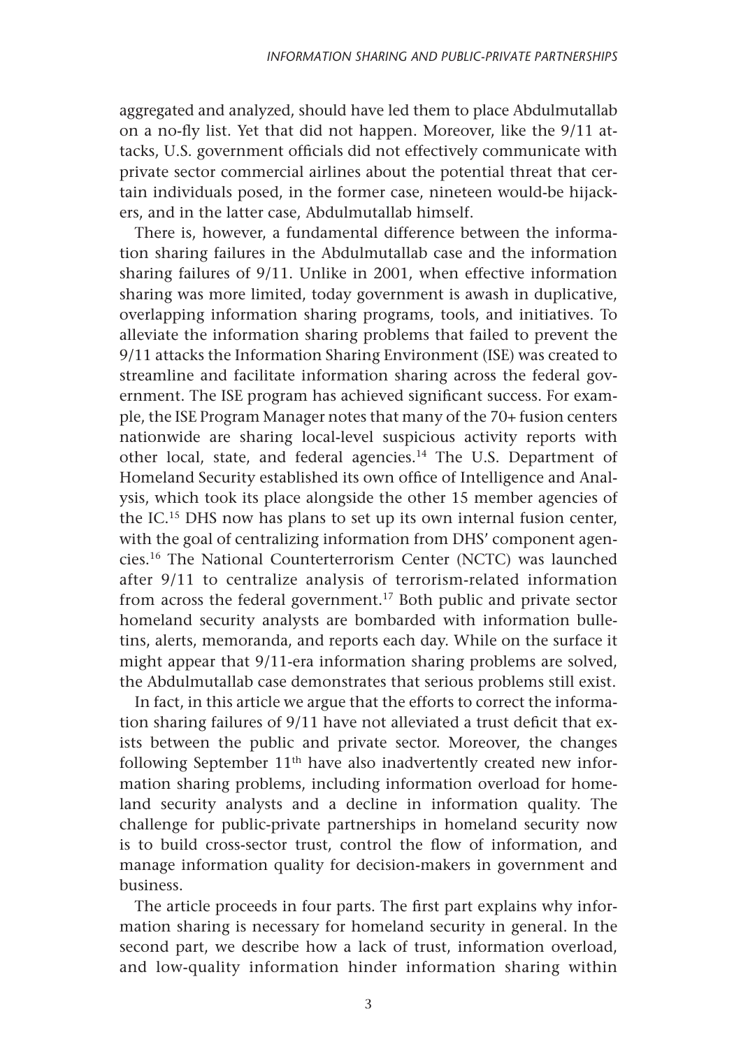aggregated and analyzed, should have led them to place Abdulmutallab on a no-fly list. Yet that did not happen. Moreover, like the 9/11 attacks, U.S. government officials did not effectively communicate with private sector commercial airlines about the potential threat that certain individuals posed, in the former case, nineteen would-be hijackers, and in the latter case, Abdulmutallab himself.

There is, however, a fundamental difference between the information sharing failures in the Abdulmutallab case and the information sharing failures of 9/11. Unlike in 2001, when effective information sharing was more limited, today government is awash in duplicative, overlapping information sharing programs, tools, and initiatives. To alleviate the information sharing problems that failed to prevent the 9/11 attacks the Information Sharing Environment (ISE) was created to streamline and facilitate information sharing across the federal government. The ISE program has achieved significant success. For example, the ISE Program Manager notes that many of the 70+ fusion centers nationwide are sharing local-level suspicious activity reports with other local, state, and federal agencies.[14] The U.S. Department of Homeland Security established its own office of Intelligence and Analysis, which took its place alongside the other 15 member agencies of the IC.[15] DHS now has plans to set up its own internal fusion center, with the goal of centralizing information from DHS' component agencies.[16] The National Counterterrorism Center (NCTC) was launched after 9/11 to centralize analysis of terrorism-related information from across the federal government.[17] Both public and private sector homeland security analysts are bombarded with information bulletins, alerts, memoranda, and reports each day. While on the surface it might appear that 9/11-era information sharing problems are solved, the Abdulmutallab case demonstrates that serious problems still exist.

In fact, in this article we argue that the efforts to correct the information sharing failures of 9/11 have not alleviated a trust deficit that exists between the public and private sector. Moreover, the changes following September 11th have also inadvertently created new information sharing problems, including information overload for homeland security analysts and a decline in information quality. The challenge for public-private partnerships in homeland security now is to build cross-sector trust, control the flow of information, and manage information quality for decision-makers in government and business.

The article proceeds in four parts. The first part explains why information sharing is necessary for homeland security in general. In the second part, we describe how a lack of trust, information overload, and low-quality information hinder information sharing within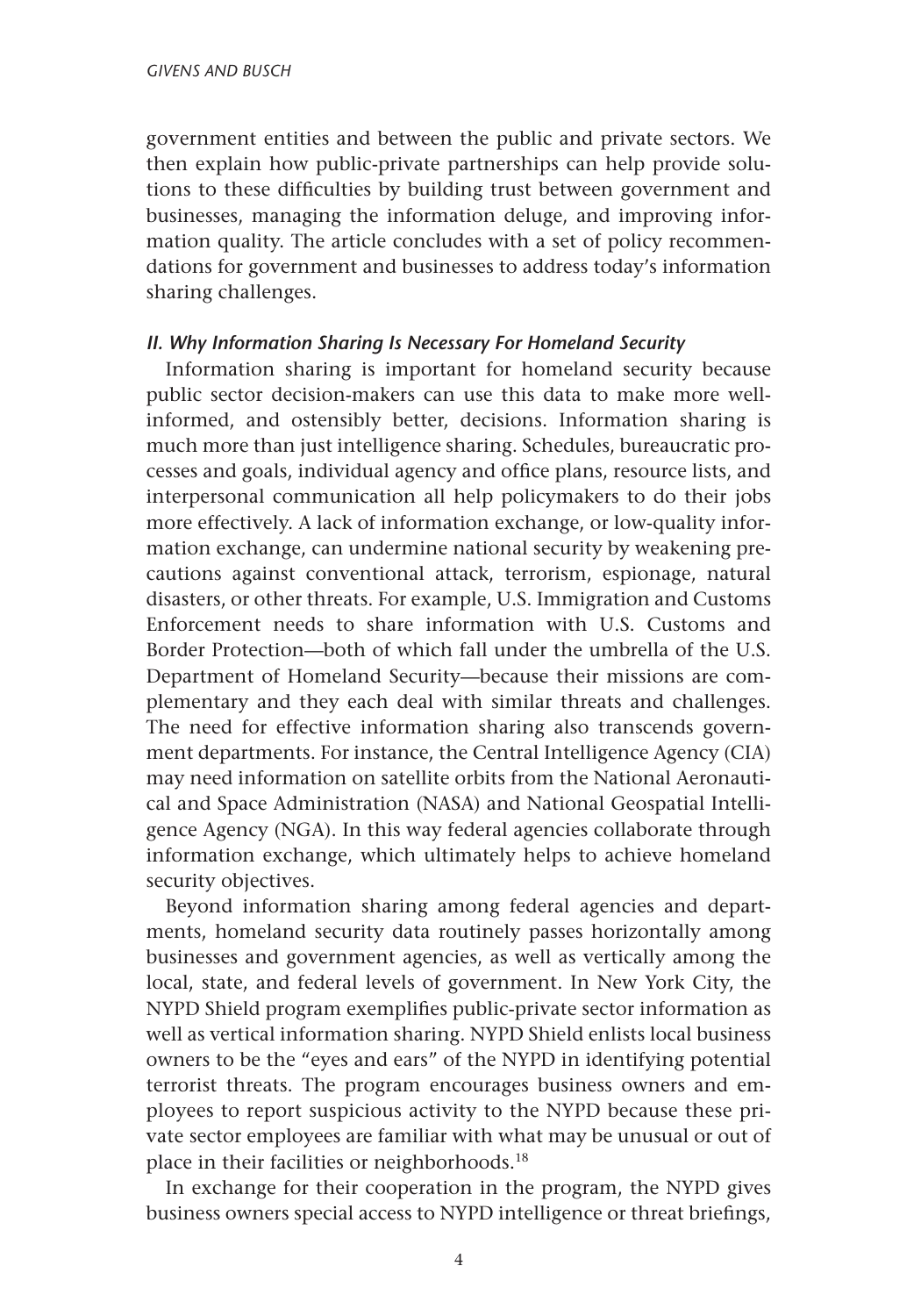government entities and between the public and private sectors. We then explain how public-private partnerships can help provide solutions to these difficulties by building trust between government and businesses, managing the information deluge, and improving information quality. The article concludes with a set of policy recommendations for government and businesses to address today's information sharing challenges.

### *II. Why Information Sharing Is Necessary For Homeland Security*

Information sharing is important for homeland security because public sector decision-makers can use this data to make more well-informed, and ostensibly better, decisions. Information sharing is much more than just intelligence sharing. Schedules, bureaucratic processes and goals, individual agency and office plans, resource lists, and interpersonal communication all help policymakers to do their jobs more effectively. A lack of information exchange, or low-quality information exchange, can undermine national security by weakening precautions against conventional attack, terrorism, espionage, natural disasters, or other threats. For example, U.S. Immigration and Customs Enforcement needs to share information with U.S. Customs and Border Protection—both of which fall under the umbrella of the U.S. Department of Homeland Security—because their missions are complementary and they each deal with similar threats and challenges. The need for effective information sharing also transcends government departments. For instance, the Central Intelligence Agency (CIA) may need information on satellite orbits from the National Aeronautical and Space Administration (NASA) and National Geospatial Intelligence Agency (NGA). In this way federal agencies collaborate through information exchange, which ultimately helps to achieve homeland security objectives.

Beyond information sharing among federal agencies and departments, homeland security data routinely passes horizontally among businesses and government agencies, as well as vertically among the local, state, and federal levels of government. In New York City, the NYPD Shield program exemplifies public-private sector information as well as vertical information sharing. NYPD Shield enlists local business owners to be the "eyes and ears" of the NYPD in identifying potential terrorist threats. The program encourages business owners and employees to report suspicious activity to the NYPD because these private sector employees are familiar with what may be unusual or out of place in their facilities or neighborhoods.[18]

In exchange for their cooperation in the program, the NYPD gives business owners special access to NYPD intelligence or threat briefings,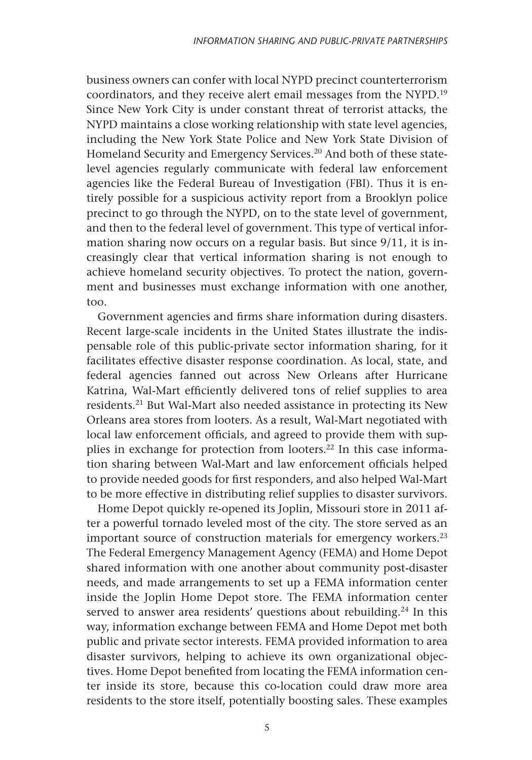business owners can confer with local NYPD precinct counterterrorism coordinators, and they receive alert email messages from the NYPD.[19] Since New York City is under constant threat of terrorist attacks, the NYPD maintains a close working relationship with state level agencies, including the New York State Police and New York State Division of Homeland Security and Emergency Services.[20] And both of these state-level agencies regularly communicate with federal law enforcement agencies like the Federal Bureau of Investigation (FBI). Thus it is entirely possible for a suspicious activity report from a Brooklyn police precinct to go through the NYPD, on to the state level of government, and then to the federal level of government. This type of vertical information sharing now occurs on a regular basis. But since 9/11, it is increasingly clear that vertical information sharing is not enough to achieve homeland security objectives. To protect the nation, government and businesses must exchange information with one another, too.

Government agencies and firms share information during disasters. Recent large-scale incidents in the United States illustrate the indispensable role of this public-private sector information sharing, for it facilitates effective disaster response coordination. As local, state, and federal agencies fanned out across New Orleans after Hurricane Katrina, Wal-Mart efficiently delivered tons of relief supplies to area residents.[21] But Wal-Mart also needed assistance in protecting its New Orleans area stores from looters. As a result, Wal-Mart negotiated with local law enforcement officials, and agreed to provide them with supplies in exchange for protection from looters.[22] In this case information sharing between Wal-Mart and law enforcement officials helped to provide needed goods for first responders, and also helped Wal-Mart to be more effective in distributing relief supplies to disaster survivors.

Home Depot quickly re-opened its Joplin, Missouri store in 2011 after a powerful tornado leveled most of the city. The store served as an important source of construction materials for emergency workers.[23] The Federal Emergency Management Agency (FEMA) and Home Depot shared information with one another about community post-disaster needs, and made arrangements to set up a FEMA information center inside the Joplin Home Depot store. The FEMA information center served to answer area residents' questions about rebuilding.[24] In this way, information exchange between FEMA and Home Depot met both public and private sector interests. FEMA provided information to area disaster survivors, helping to achieve its own organizational objectives. Home Depot benefited from locating the FEMA information center inside its store, because this co-location could draw more area residents to the store itself, potentially boosting sales. These examples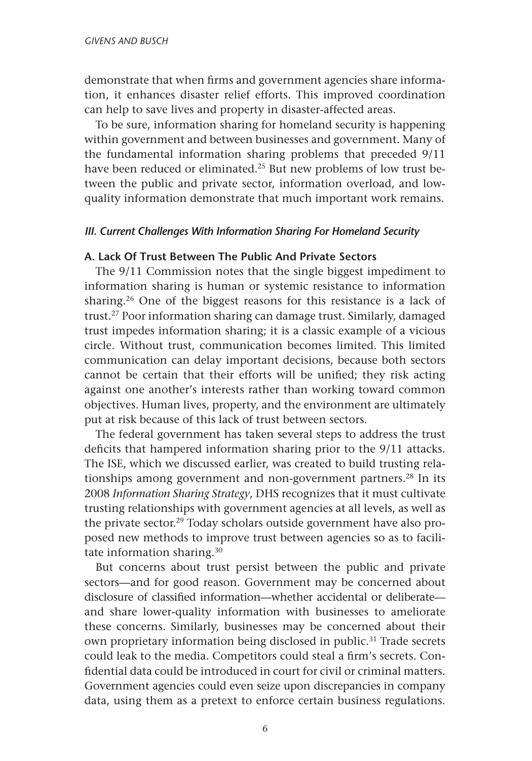demonstrate that when firms and government agencies share information, it enhances disaster relief efforts. This improved coordination can help to save lives and property in disaster-affected areas.

To be sure, information sharing for homeland security is happening within government and between businesses and government. Many of the fundamental information sharing problems that preceded 9/11 have been reduced or eliminated.[25] But new problems of low trust between the public and private sector, information overload, and low-quality information demonstrate that much important work remains.

## *III. Current Challenges With Information Sharing For Homeland Security*

### A. Lack Of Trust Between The Public And Private Sectors

The 9/11 Commission notes that the single biggest impediment to information sharing is human or systemic resistance to information sharing.[26] One of the biggest reasons for this resistance is a lack of trust.[27] Poor information sharing can damage trust. Similarly, damaged trust impedes information sharing; it is a classic example of a vicious circle. Without trust, communication becomes limited. This limited communication can delay important decisions, because both sectors cannot be certain that their efforts will be unified; they risk acting against one another's interests rather than working toward common objectives. Human lives, property, and the environment are ultimately put at risk because of this lack of trust between sectors.

The federal government has taken several steps to address the trust deficits that hampered information sharing prior to the 9/11 attacks. The ISE, which we discussed earlier, was created to build trusting relationships among government and non-government partners.[28] In its 2008 *Information Sharing Strategy*, DHS recognizes that it must cultivate trusting relationships with government agencies at all levels, as well as the private sector.[29] Today scholars outside government have also proposed new methods to improve trust between agencies so as to facilitate information sharing.[30]

But concerns about trust persist between the public and private sectors—and for good reason. Government may be concerned about disclosure of classified information—whether accidental or deliberate—and share lower-quality information with businesses to ameliorate these concerns. Similarly, businesses may be concerned about their own proprietary information being disclosed in public.[31] Trade secrets could leak to the media. Competitors could steal a firm's secrets. Confidential data could be introduced in court for civil or criminal matters. Government agencies could even seize upon discrepancies in company data, using them as a pretext to enforce certain business regulations.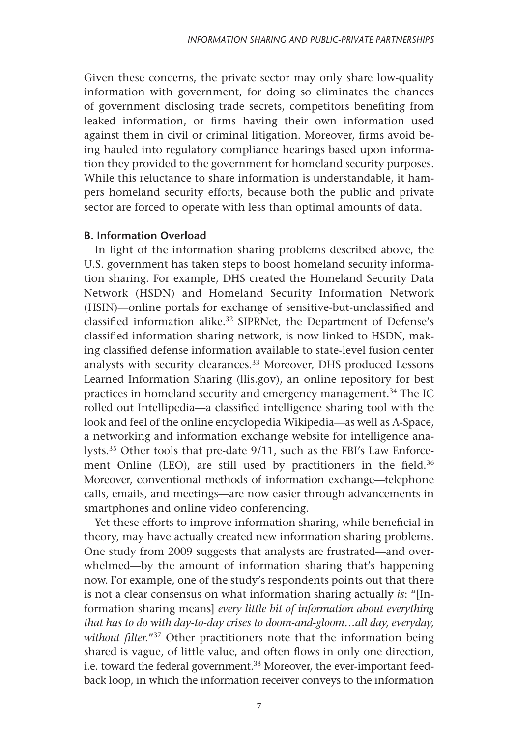Given these concerns, the private sector may only share low-quality information with government, for doing so eliminates the chances of government disclosing trade secrets, competitors benefiting from leaked information, or firms having their own information used against them in civil or criminal litigation. Moreover, firms avoid being hauled into regulatory compliance hearings based upon information they provided to the government for homeland security purposes. While this reluctance to share information is understandable, it hampers homeland security efforts, because both the public and private sector are forced to operate with less than optimal amounts of data.

### B. Information Overload

In light of the information sharing problems described above, the U.S. government has taken steps to boost homeland security information sharing. For example, DHS created the Homeland Security Data Network (HSDN) and Homeland Security Information Network (HSIN)—online portals for exchange of sensitive-but-unclassified and classified information alike.[32] SIPRNet, the Department of Defense's classified information sharing network, is now linked to HSDN, making classified defense information available to state-level fusion center analysts with security clearances.[33] Moreover, DHS produced Lessons Learned Information Sharing (llis.gov), an online repository for best practices in homeland security and emergency management.[34] The IC rolled out Intellipedia—a classified intelligence sharing tool with the look and feel of the online encyclopedia Wikipedia—as well as A-Space, a networking and information exchange website for intelligence analysts.[35] Other tools that pre-date 9/11, such as the FBI's Law Enforcement Online (LEO), are still used by practitioners in the field.[36] Moreover, conventional methods of information exchange—telephone calls, emails, and meetings—are now easier through advancements in smartphones and online video conferencing.

Yet these efforts to improve information sharing, while beneficial in theory, may have actually created new information sharing problems. One study from 2009 suggests that analysts are frustrated—and overwhelmed—by the amount of information sharing that's happening now. For example, one of the study's respondents points out that there is not a clear consensus on what information sharing actually *is*: "[Information sharing means] *every little bit of information about everything that has to do with day-to-day crises to doom-and-gloom…all day, everyday, without filter.*"[37] Other practitioners note that the information being shared is vague, of little value, and often flows in only one direction, i.e. toward the federal government.[38] Moreover, the ever-important feedback loop, in which the information receiver conveys to the information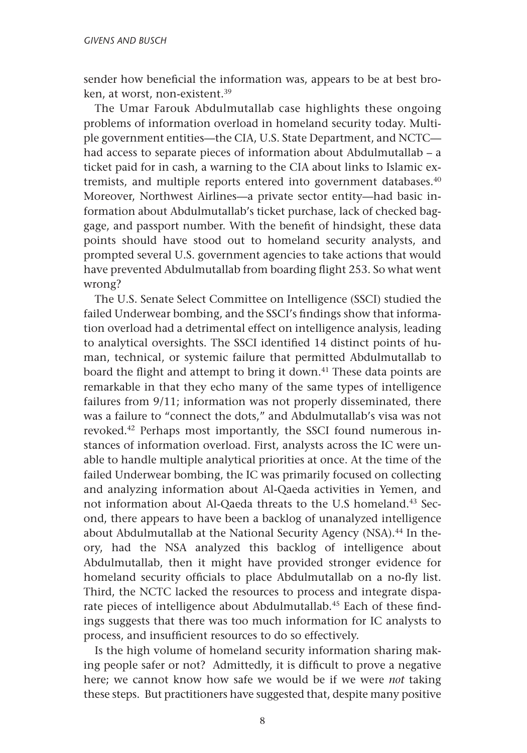sender how beneficial the information was, appears to be at best broken, at worst, non-existent.[39]

The Umar Farouk Abdulmutallab case highlights these ongoing problems of information overload in homeland security today. Multiple government entities—the CIA, U.S. State Department, and NCTC—had access to separate pieces of information about Abdulmutallab – a ticket paid for in cash, a warning to the CIA about links to Islamic extremists, and multiple reports entered into government databases.[40] Moreover, Northwest Airlines—a private sector entity—had basic information about Abdulmutallab's ticket purchase, lack of checked baggage, and passport number. With the benefit of hindsight, these data points should have stood out to homeland security analysts, and prompted several U.S. government agencies to take actions that would have prevented Abdulmutallab from boarding flight 253. So what went wrong?

The U.S. Senate Select Committee on Intelligence (SSCI) studied the failed Underwear bombing, and the SSCI's findings show that information overload had a detrimental effect on intelligence analysis, leading to analytical oversights. The SSCI identified 14 distinct points of human, technical, or systemic failure that permitted Abdulmutallab to board the flight and attempt to bring it down.[41] These data points are remarkable in that they echo many of the same types of intelligence failures from 9/11; information was not properly disseminated, there was a failure to "connect the dots," and Abdulmutallab's visa was not revoked.[42] Perhaps most importantly, the SSCI found numerous instances of information overload. First, analysts across the IC were unable to handle multiple analytical priorities at once. At the time of the failed Underwear bombing, the IC was primarily focused on collecting and analyzing information about Al-Qaeda activities in Yemen, and not information about Al-Qaeda threats to the U.S homeland.[43] Second, there appears to have been a backlog of unanalyzed intelligence about Abdulmutallab at the National Security Agency (NSA).[44] In theory, had the NSA analyzed this backlog of intelligence about Abdulmutallab, then it might have provided stronger evidence for homeland security officials to place Abdulmutallab on a no-fly list. Third, the NCTC lacked the resources to process and integrate disparate pieces of intelligence about Abdulmutallab.[45] Each of these findings suggests that there was too much information for IC analysts to process, and insufficient resources to do so effectively.

Is the high volume of homeland security information sharing making people safer or not? Admittedly, it is difficult to prove a negative here; we cannot know how safe we would be if we were *not* taking these steps. But practitioners have suggested that, despite many positive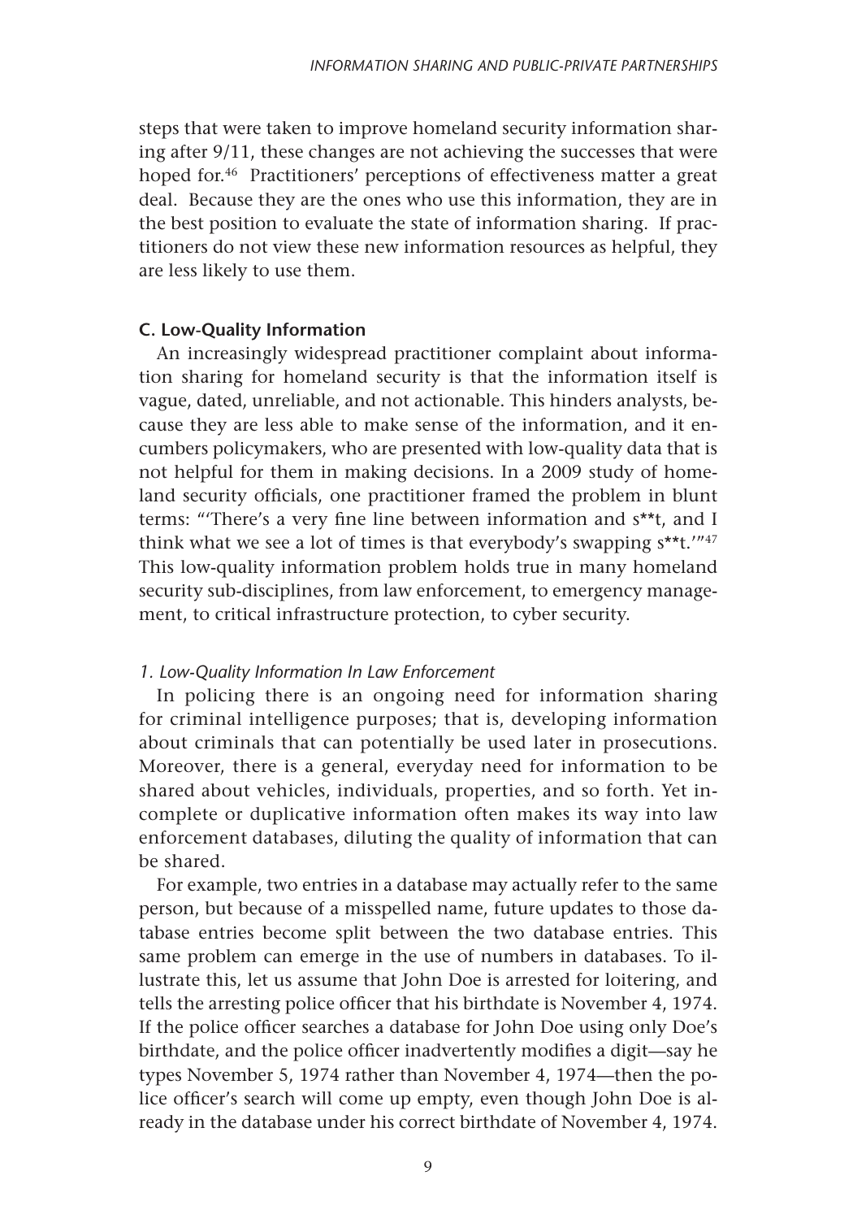steps that were taken to improve homeland security information sharing after 9/11, these changes are not achieving the successes that were hoped for.[46] Practitioners' perceptions of effectiveness matter a great deal. Because they are the ones who use this information, they are in the best position to evaluate the state of information sharing. If practitioners do not view these new information resources as helpful, they are less likely to use them.

### C. Low-Quality Information

An increasingly widespread practitioner complaint about information sharing for homeland security is that the information itself is vague, dated, unreliable, and not actionable. This hinders analysts, because they are less able to make sense of the information, and it encumbers policymakers, who are presented with low-quality data that is not helpful for them in making decisions. In a 2009 study of homeland security officials, one practitioner framed the problem in blunt terms: "'There's a very fine line between information and s**t, and I think what we see a lot of times is that everybody's swapping s**t.'"[47] This low-quality information problem holds true in many homeland security sub-disciplines, from law enforcement, to emergency management, to critical infrastructure protection, to cyber security.

#### *1. Low-Quality Information In Law Enforcement*

In policing there is an ongoing need for information sharing for criminal intelligence purposes; that is, developing information about criminals that can potentially be used later in prosecutions. Moreover, there is a general, everyday need for information to be shared about vehicles, individuals, properties, and so forth. Yet incomplete or duplicative information often makes its way into law enforcement databases, diluting the quality of information that can be shared.

For example, two entries in a database may actually refer to the same person, but because of a misspelled name, future updates to those database entries become split between the two database entries. This same problem can emerge in the use of numbers in databases. To illustrate this, let us assume that John Doe is arrested for loitering, and tells the arresting police officer that his birthdate is November 4, 1974. If the police officer searches a database for John Doe using only Doe's birthdate, and the police officer inadvertently modifies a digit—say he types November 5, 1974 rather than November 4, 1974—then the police officer's search will come up empty, even though John Doe is already in the database under his correct birthdate of November 4, 1974.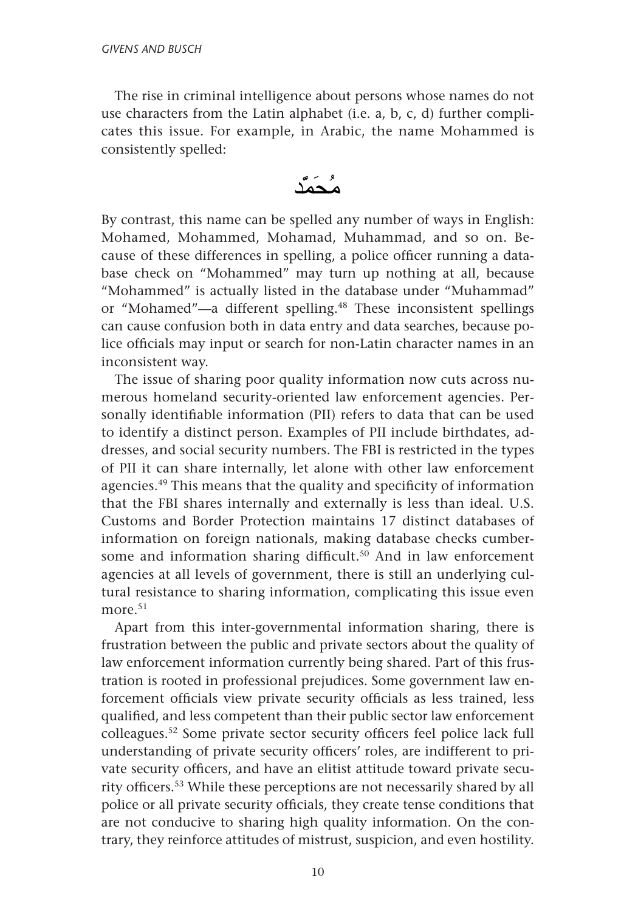The rise in criminal intelligence about persons whose names do not use characters from the Latin alphabet (i.e. a, b, c, d) further complicates this issue. For example, in Arabic, the name Mohammed is consistently spelled:

مُحَمَّد

By contrast, this name can be spelled any number of ways in English: Mohamed, Mohammed, Mohamad, Muhammad, and so on. Because of these differences in spelling, a police officer running a database check on "Mohammed" may turn up nothing at all, because "Mohammed" is actually listed in the database under "Muhammad" or "Mohamed"—a different spelling.[48] These inconsistent spellings can cause confusion both in data entry and data searches, because police officials may input or search for non-Latin character names in an inconsistent way.

The issue of sharing poor quality information now cuts across numerous homeland security-oriented law enforcement agencies. Personally identifiable information (PII) refers to data that can be used to identify a distinct person. Examples of PII include birthdates, addresses, and social security numbers. The FBI is restricted in the types of PII it can share internally, let alone with other law enforcement agencies.[49] This means that the quality and specificity of information that the FBI shares internally and externally is less than ideal. U.S. Customs and Border Protection maintains 17 distinct databases of information on foreign nationals, making database checks cumbersome and information sharing difficult.[50] And in law enforcement agencies at all levels of government, there is still an underlying cultural resistance to sharing information, complicating this issue even more.[51]

Apart from this inter-governmental information sharing, there is frustration between the public and private sectors about the quality of law enforcement information currently being shared. Part of this frustration is rooted in professional prejudices. Some government law enforcement officials view private security officials as less trained, less qualified, and less competent than their public sector law enforcement colleagues.[52] Some private sector security officers feel police lack full understanding of private security officers' roles, are indifferent to private security officers, and have an elitist attitude toward private security officers.[53] While these perceptions are not necessarily shared by all police or all private security officials, they create tense conditions that are not conducive to sharing high quality information. On the contrary, they reinforce attitudes of mistrust, suspicion, and even hostility.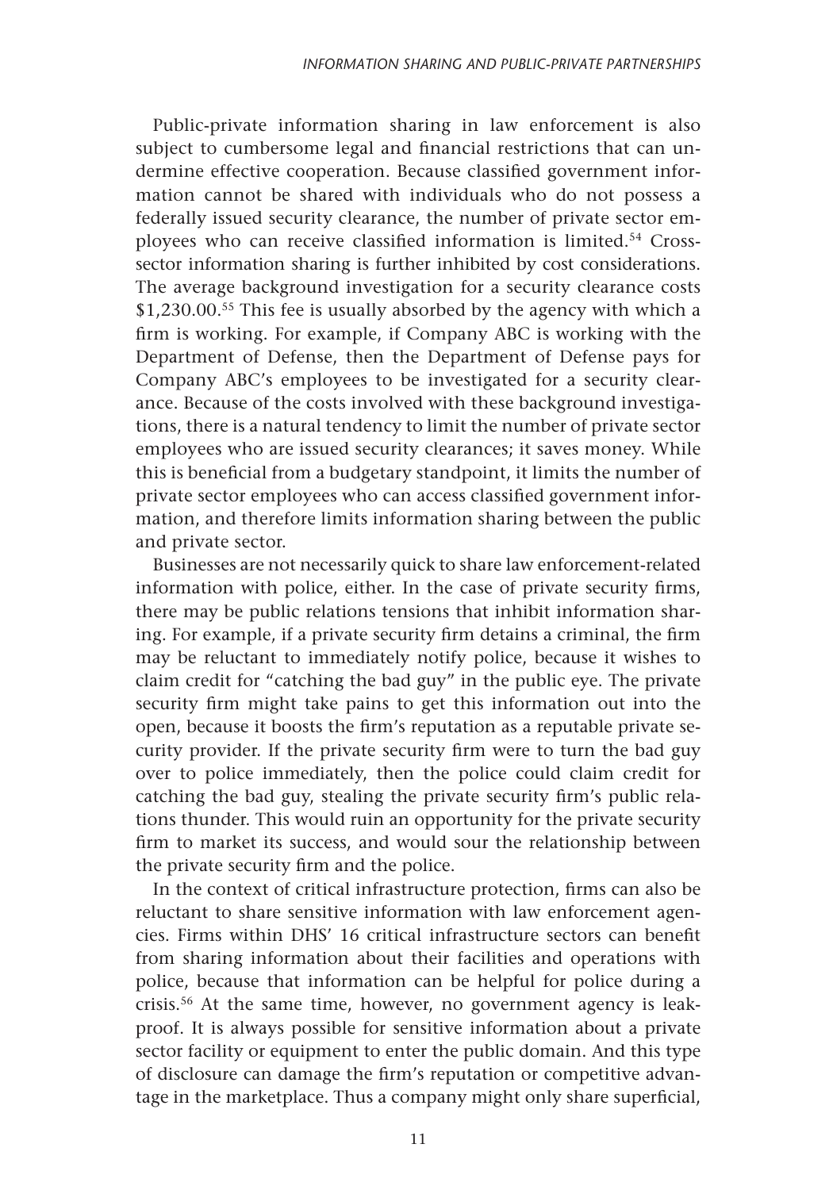Public-private information sharing in law enforcement is also subject to cumbersome legal and financial restrictions that can undermine effective cooperation. Because classified government information cannot be shared with individuals who do not possess a federally issued security clearance, the number of private sector employees who can receive classified information is limited.[54] Cross-sector information sharing is further inhibited by cost considerations. The average background investigation for a security clearance costs $1,230.00.[55] This fee is usually absorbed by the agency with which a firm is working. For example, if Company ABC is working with the Department of Defense, then the Department of Defense pays for Company ABC's employees to be investigated for a security clearance. Because of the costs involved with these background investigations, there is a natural tendency to limit the number of private sector employees who are issued security clearances; it saves money. While this is beneficial from a budgetary standpoint, it limits the number of private sector employees who can access classified government information, and therefore limits information sharing between the public and private sector.

Businesses are not necessarily quick to share law enforcement-related information with police, either. In the case of private security firms, there may be public relations tensions that inhibit information sharing. For example, if a private security firm detains a criminal, the firm may be reluctant to immediately notify police, because it wishes to claim credit for "catching the bad guy" in the public eye. The private security firm might take pains to get this information out into the open, because it boosts the firm's reputation as a reputable private security provider. If the private security firm were to turn the bad guy over to police immediately, then the police could claim credit for catching the bad guy, stealing the private security firm's public relations thunder. This would ruin an opportunity for the private security firm to market its success, and would sour the relationship between the private security firm and the police.

In the context of critical infrastructure protection, firms can also be reluctant to share sensitive information with law enforcement agencies. Firms within DHS' 16 critical infrastructure sectors can benefit from sharing information about their facilities and operations with police, because that information can be helpful for police during a crisis.[56] At the same time, however, no government agency is leak-proof. It is always possible for sensitive information about a private sector facility or equipment to enter the public domain. And this type of disclosure can damage the firm's reputation or competitive advantage in the marketplace. Thus a company might only share superficial,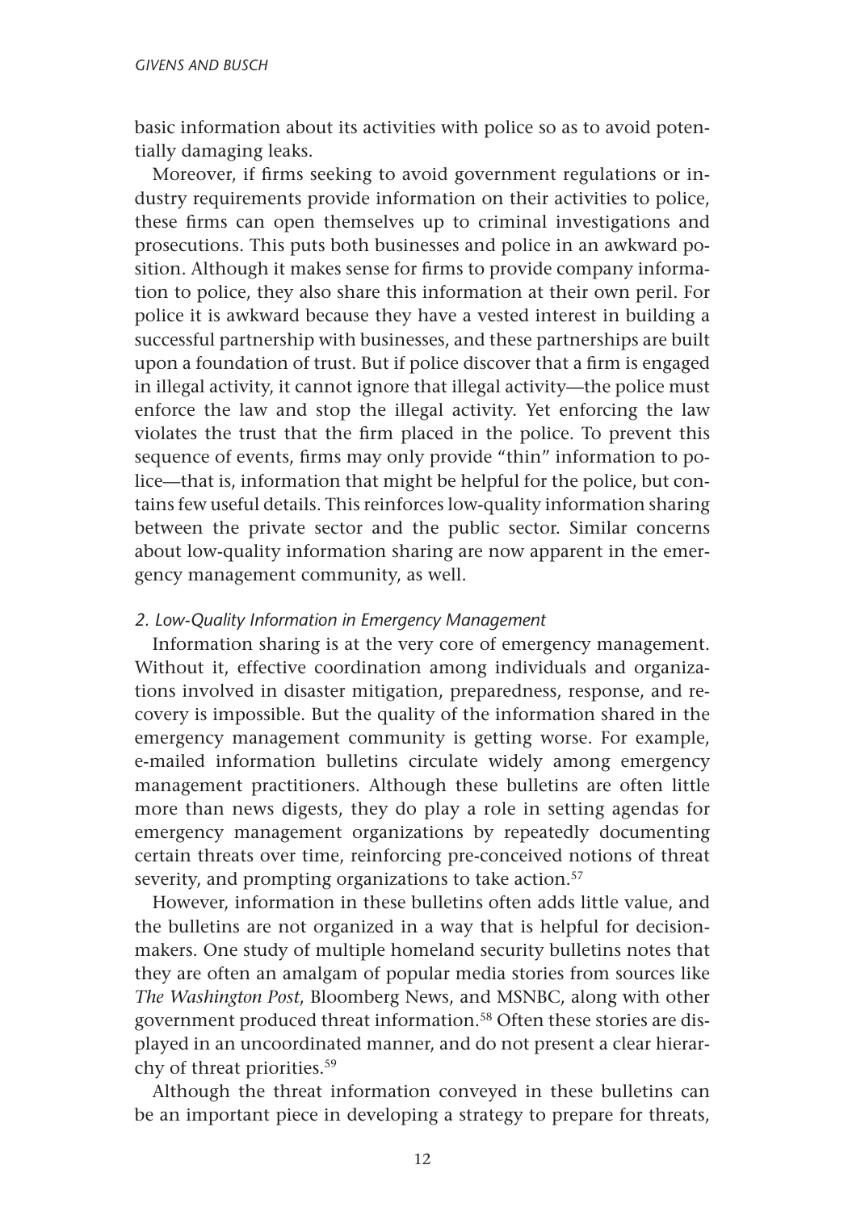basic information about its activities with police so as to avoid potentially damaging leaks.

Moreover, if firms seeking to avoid government regulations or industry requirements provide information on their activities to police, these firms can open themselves up to criminal investigations and prosecutions. This puts both businesses and police in an awkward position. Although it makes sense for firms to provide company information to police, they also share this information at their own peril. For police it is awkward because they have a vested interest in building a successful partnership with businesses, and these partnerships are built upon a foundation of trust. But if police discover that a firm is engaged in illegal activity, it cannot ignore that illegal activity—the police must enforce the law and stop the illegal activity. Yet enforcing the law violates the trust that the firm placed in the police. To prevent this sequence of events, firms may only provide "thin" information to police—that is, information that might be helpful for the police, but contains few useful details. This reinforces low-quality information sharing between the private sector and the public sector. Similar concerns about low-quality information sharing are now apparent in the emergency management community, as well.

### *2. Low-Quality Information in Emergency Management*

Information sharing is at the very core of emergency management. Without it, effective coordination among individuals and organizations involved in disaster mitigation, preparedness, response, and recovery is impossible. But the quality of the information shared in the emergency management community is getting worse. For example, e-mailed information bulletins circulate widely among emergency management practitioners. Although these bulletins are often little more than news digests, they do play a role in setting agendas for emergency management organizations by repeatedly documenting certain threats over time, reinforcing pre-conceived notions of threat severity, and prompting organizations to take action.[57]

However, information in these bulletins often adds little value, and the bulletins are not organized in a way that is helpful for decision-makers. One study of multiple homeland security bulletins notes that they are often an amalgam of popular media stories from sources like *The Washington Post*, Bloomberg News, and MSNBC, along with other government produced threat information.[58] Often these stories are displayed in an uncoordinated manner, and do not present a clear hierarchy of threat priorities.[59]

Although the threat information conveyed in these bulletins can be an important piece in developing a strategy to prepare for threats,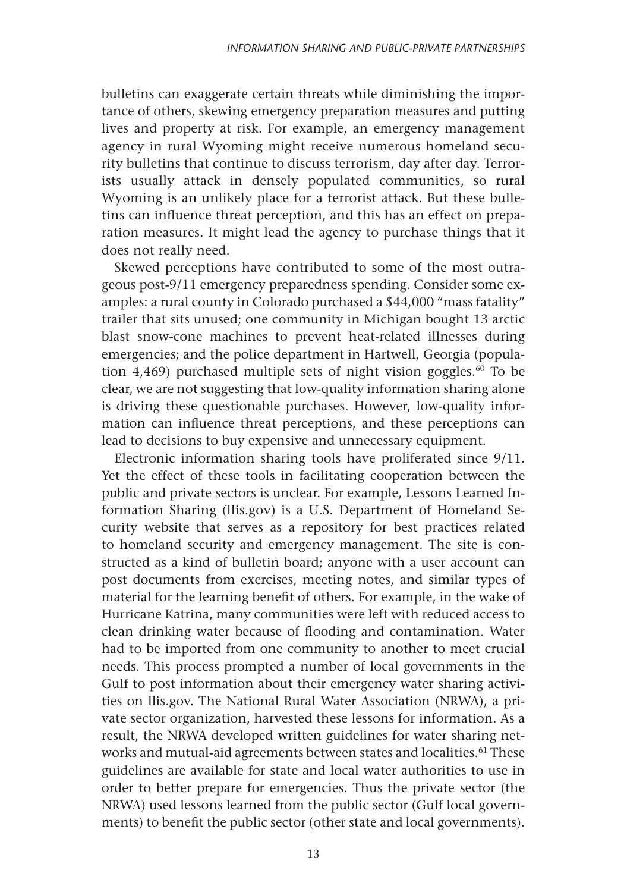bulletins can exaggerate certain threats while diminishing the importance of others, skewing emergency preparation measures and putting lives and property at risk. For example, an emergency management agency in rural Wyoming might receive numerous homeland security bulletins that continue to discuss terrorism, day after day. Terrorists usually attack in densely populated communities, so rural Wyoming is an unlikely place for a terrorist attack. But these bulletins can influence threat perception, and this has an effect on preparation measures. It might lead the agency to purchase things that it does not really need.

Skewed perceptions have contributed to some of the most outrageous post-9/11 emergency preparedness spending. Consider some examples: a rural county in Colorado purchased a $44,000 "mass fatality" trailer that sits unused; one community in Michigan bought 13 arctic blast snow-cone machines to prevent heat-related illnesses during emergencies; and the police department in Hartwell, Georgia (population 4,469) purchased multiple sets of night vision goggles.[60] To be clear, we are not suggesting that low-quality information sharing alone is driving these questionable purchases. However, low-quality information can influence threat perceptions, and these perceptions can lead to decisions to buy expensive and unnecessary equipment.

Electronic information sharing tools have proliferated since 9/11. Yet the effect of these tools in facilitating cooperation between the public and private sectors is unclear. For example, Lessons Learned Information Sharing (llis.gov) is a U.S. Department of Homeland Security website that serves as a repository for best practices related to homeland security and emergency management. The site is constructed as a kind of bulletin board; anyone with a user account can post documents from exercises, meeting notes, and similar types of material for the learning benefit of others. For example, in the wake of Hurricane Katrina, many communities were left with reduced access to clean drinking water because of flooding and contamination. Water had to be imported from one community to another to meet crucial needs. This process prompted a number of local governments in the Gulf to post information about their emergency water sharing activities on llis.gov. The National Rural Water Association (NRWA), a private sector organization, harvested these lessons for information. As a result, the NRWA developed written guidelines for water sharing networks and mutual-aid agreements between states and localities.[61] These guidelines are available for state and local water authorities to use in order to better prepare for emergencies. Thus the private sector (the NRWA) used lessons learned from the public sector (Gulf local governments) to benefit the public sector (other state and local governments).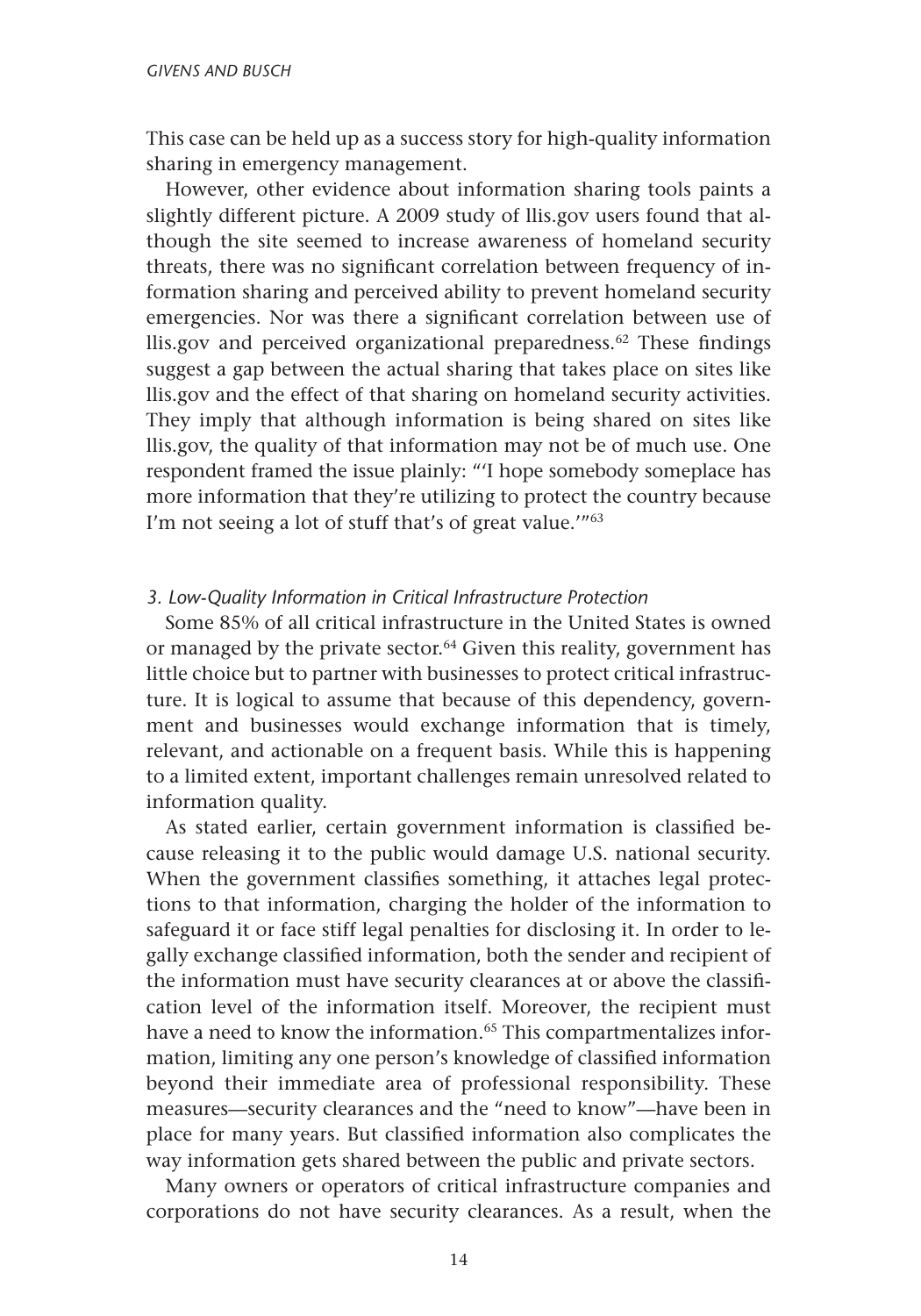This case can be held up as a success story for high-quality information sharing in emergency management.

However, other evidence about information sharing tools paints a slightly different picture. A 2009 study of llis.gov users found that although the site seemed to increase awareness of homeland security threats, there was no significant correlation between frequency of information sharing and perceived ability to prevent homeland security emergencies. Nor was there a significant correlation between use of llis.gov and perceived organizational preparedness.[62] These findings suggest a gap between the actual sharing that takes place on sites like llis.gov and the effect of that sharing on homeland security activities. They imply that although information is being shared on sites like llis.gov, the quality of that information may not be of much use. One respondent framed the issue plainly: "'I hope somebody someplace has more information that they're utilizing to protect the country because I'm not seeing a lot of stuff that's of great value.'"[63]

### *3. Low-Quality Information in Critical Infrastructure Protection*

Some 85% of all critical infrastructure in the United States is owned or managed by the private sector.[64] Given this reality, government has little choice but to partner with businesses to protect critical infrastructure. It is logical to assume that because of this dependency, government and businesses would exchange information that is timely, relevant, and actionable on a frequent basis. While this is happening to a limited extent, important challenges remain unresolved related to information quality.

As stated earlier, certain government information is classified because releasing it to the public would damage U.S. national security. When the government classifies something, it attaches legal protections to that information, charging the holder of the information to safeguard it or face stiff legal penalties for disclosing it. In order to legally exchange classified information, both the sender and recipient of the information must have security clearances at or above the classification level of the information itself. Moreover, the recipient must have a need to know the information.[65] This compartmentalizes information, limiting any one person's knowledge of classified information beyond their immediate area of professional responsibility. These measures—security clearances and the "need to know"—have been in place for many years. But classified information also complicates the way information gets shared between the public and private sectors.

Many owners or operators of critical infrastructure companies and corporations do not have security clearances. As a result, when the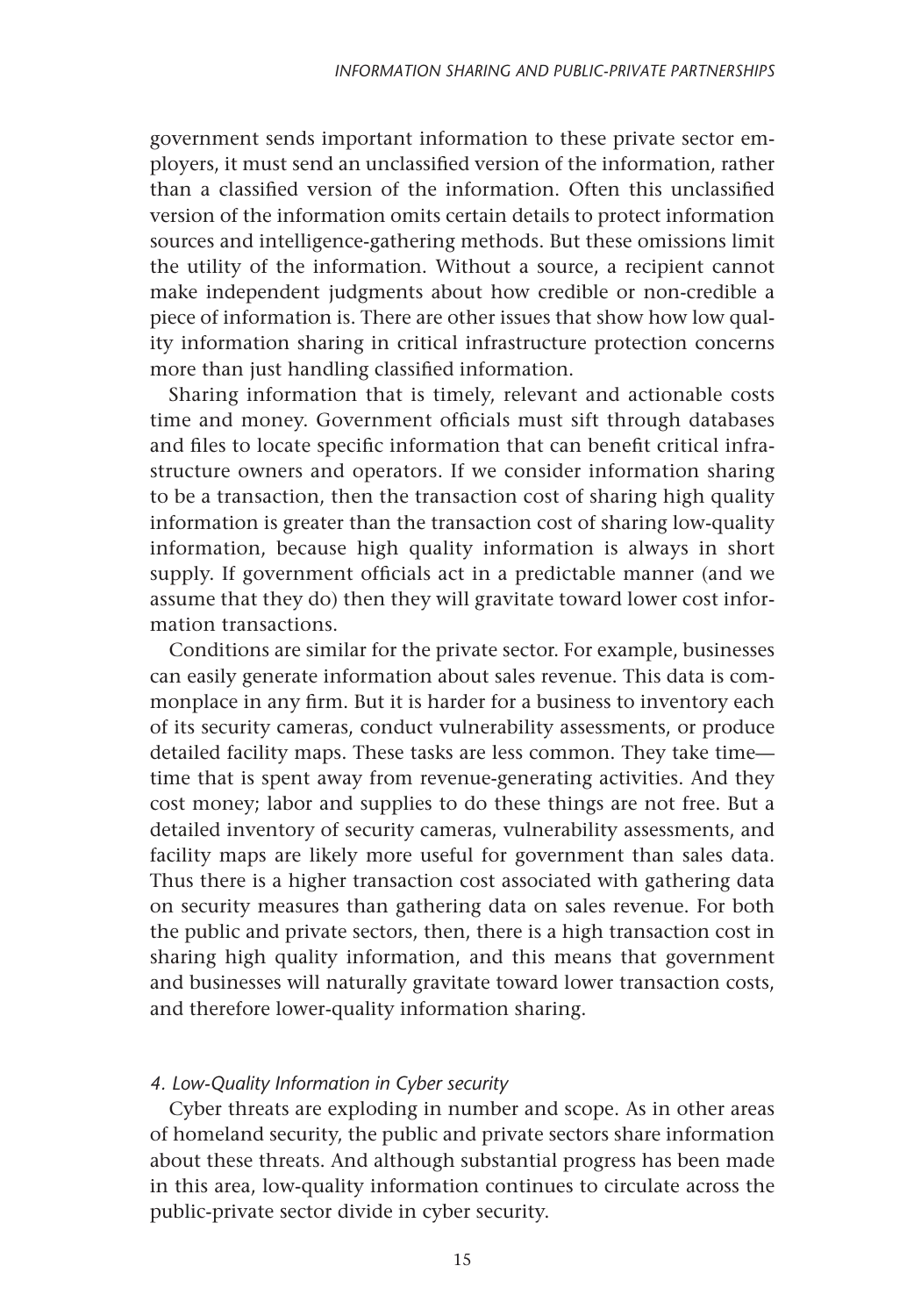government sends important information to these private sector employers, it must send an unclassified version of the information, rather than a classified version of the information. Often this unclassified version of the information omits certain details to protect information sources and intelligence-gathering methods. But these omissions limit the utility of the information. Without a source, a recipient cannot make independent judgments about how credible or non-credible a piece of information is. There are other issues that show how low quality information sharing in critical infrastructure protection concerns more than just handling classified information.

Sharing information that is timely, relevant and actionable costs time and money. Government officials must sift through databases and files to locate specific information that can benefit critical infrastructure owners and operators. If we consider information sharing to be a transaction, then the transaction cost of sharing high quality information is greater than the transaction cost of sharing low-quality information, because high quality information is always in short supply. If government officials act in a predictable manner (and we assume that they do) then they will gravitate toward lower cost information transactions.

Conditions are similar for the private sector. For example, businesses can easily generate information about sales revenue. This data is commonplace in any firm. But it is harder for a business to inventory each of its security cameras, conduct vulnerability assessments, or produce detailed facility maps. These tasks are less common. They take time—time that is spent away from revenue-generating activities. And they cost money; labor and supplies to do these things are not free. But a detailed inventory of security cameras, vulnerability assessments, and facility maps are likely more useful for government than sales data. Thus there is a higher transaction cost associated with gathering data on security measures than gathering data on sales revenue. For both the public and private sectors, then, there is a high transaction cost in sharing high quality information, and this means that government and businesses will naturally gravitate toward lower transaction costs, and therefore lower-quality information sharing.

#### *4. Low-Quality Information in Cyber security*

Cyber threats are exploding in number and scope. As in other areas of homeland security, the public and private sectors share information about these threats. And although substantial progress has been made in this area, low-quality information continues to circulate across the public-private sector divide in cyber security.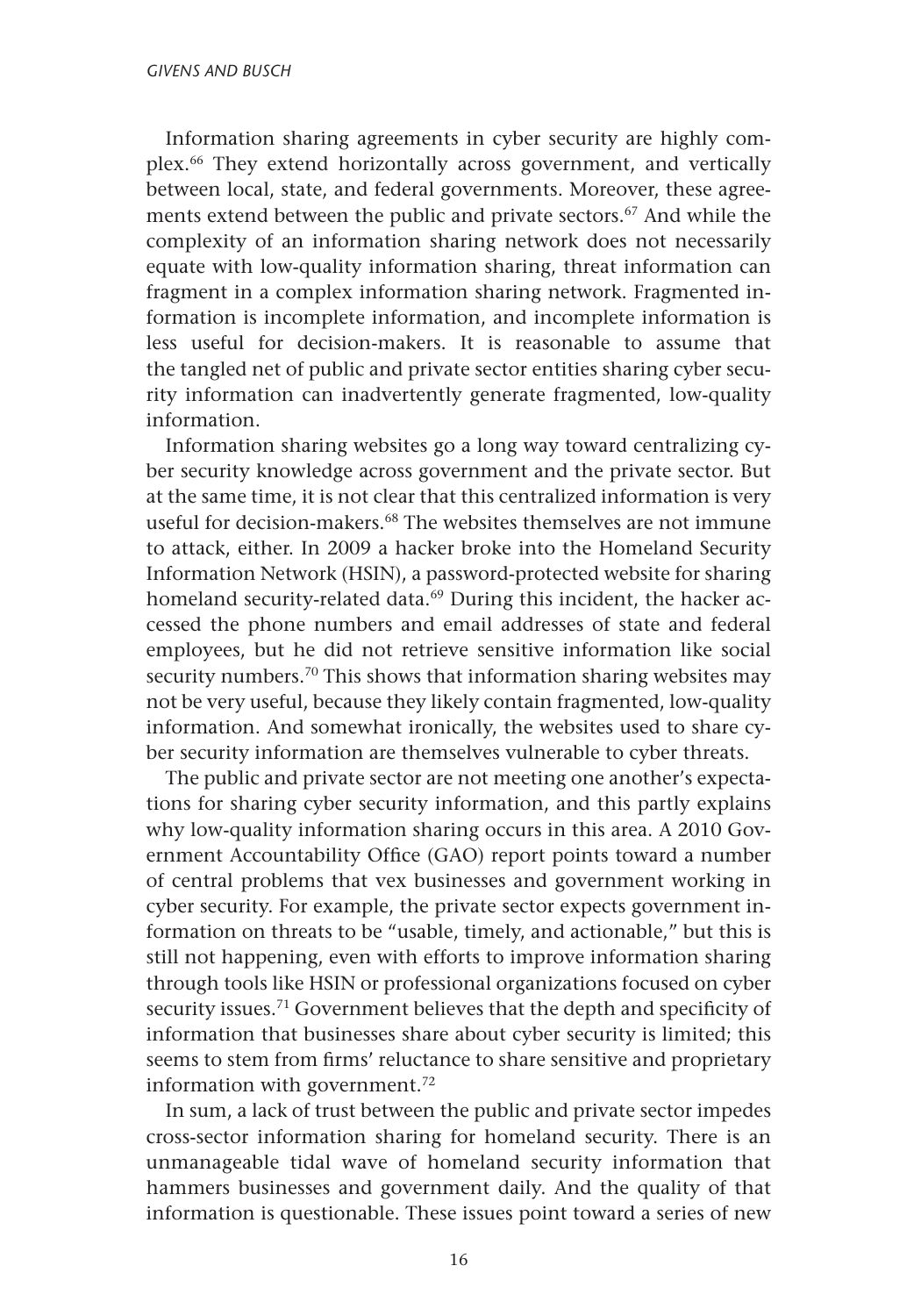Information sharing agreements in cyber security are highly complex.[66] They extend horizontally across government, and vertically between local, state, and federal governments. Moreover, these agreements extend between the public and private sectors.[67] And while the complexity of an information sharing network does not necessarily equate with low-quality information sharing, threat information can fragment in a complex information sharing network. Fragmented information is incomplete information, and incomplete information is less useful for decision-makers. It is reasonable to assume that the tangled net of public and private sector entities sharing cyber security information can inadvertently generate fragmented, low-quality information.

Information sharing websites go a long way toward centralizing cyber security knowledge across government and the private sector. But at the same time, it is not clear that this centralized information is very useful for decision-makers.[68] The websites themselves are not immune to attack, either. In 2009 a hacker broke into the Homeland Security Information Network (HSIN), a password-protected website for sharing homeland security-related data.[69] During this incident, the hacker accessed the phone numbers and email addresses of state and federal employees, but he did not retrieve sensitive information like social security numbers.[70] This shows that information sharing websites may not be very useful, because they likely contain fragmented, low-quality information. And somewhat ironically, the websites used to share cyber security information are themselves vulnerable to cyber threats.

The public and private sector are not meeting one another's expectations for sharing cyber security information, and this partly explains why low-quality information sharing occurs in this area. A 2010 Government Accountability Office (GAO) report points toward a number of central problems that vex businesses and government working in cyber security. For example, the private sector expects government information on threats to be "usable, timely, and actionable," but this is still not happening, even with efforts to improve information sharing through tools like HSIN or professional organizations focused on cyber security issues.[71] Government believes that the depth and specificity of information that businesses share about cyber security is limited; this seems to stem from firms' reluctance to share sensitive and proprietary information with government.[72]

In sum, a lack of trust between the public and private sector impedes cross-sector information sharing for homeland security. There is an unmanageable tidal wave of homeland security information that hammers businesses and government daily. And the quality of that information is questionable. These issues point toward a series of new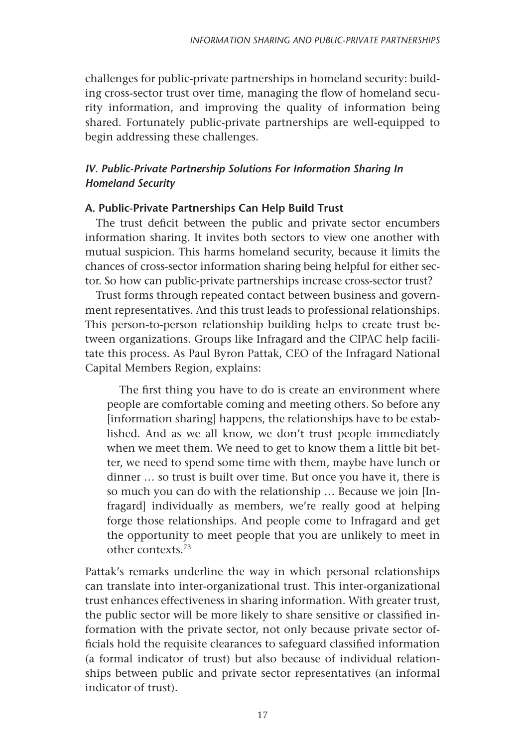challenges for public-private partnerships in homeland security: building cross-sector trust over time, managing the flow of homeland security information, and improving the quality of information being shared. Fortunately public-private partnerships are well-equipped to begin addressing these challenges.

### *IV. Public-Private Partnership Solutions For Information Sharing In Homeland Security*

#### A. Public-Private Partnerships Can Help Build Trust

The trust deficit between the public and private sector encumbers information sharing. It invites both sectors to view one another with mutual suspicion. This harms homeland security, because it limits the chances of cross-sector information sharing being helpful for either sector. So how can public-private partnerships increase cross-sector trust?

Trust forms through repeated contact between business and government representatives. And this trust leads to professional relationships. This person-to-person relationship building helps to create trust between organizations. Groups like Infragard and the CIPAC help facilitate this process. As Paul Byron Pattak, CEO of the Infragard National Capital Members Region, explains:

> The first thing you have to do is create an environment where people are comfortable coming and meeting others. So before any [information sharing] happens, the relationships have to be established. And as we all know, we don't trust people immediately when we meet them. We need to get to know them a little bit better, we need to spend some time with them, maybe have lunch or dinner … so trust is built over time. But once you have it, there is so much you can do with the relationship … Because we join [Infragard] individually as members, we're really good at helping forge those relationships. And people come to Infragard and get the opportunity to meet people that you are unlikely to meet in other contexts.[73]

Pattak's remarks underline the way in which personal relationships can translate into inter-organizational trust. This inter-organizational trust enhances effectiveness in sharing information. With greater trust, the public sector will be more likely to share sensitive or classified information with the private sector, not only because private sector officials hold the requisite clearances to safeguard classified information (a formal indicator of trust) but also because of individual relationships between public and private sector representatives (an informal indicator of trust).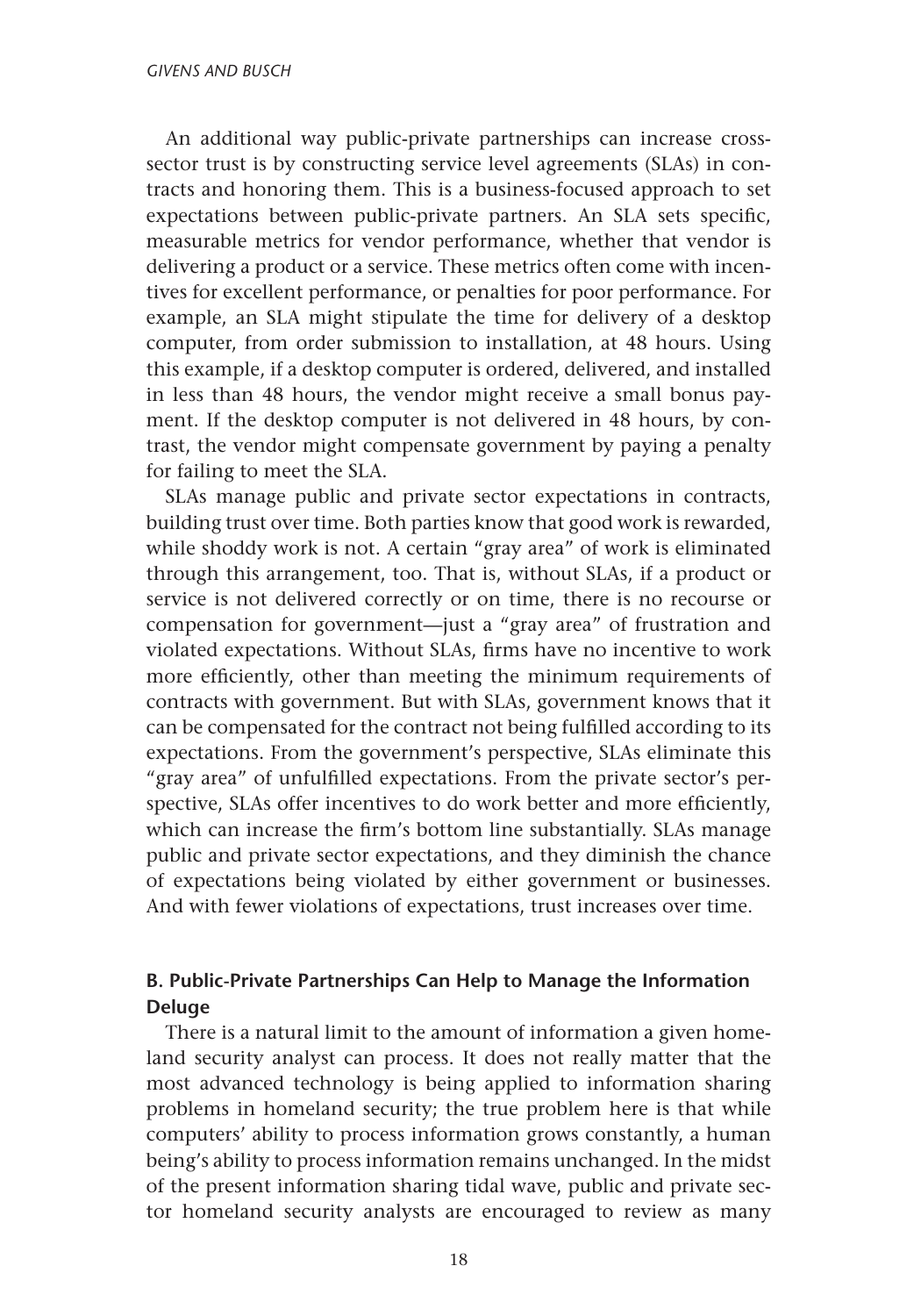An additional way public-private partnerships can increase cross-sector trust is by constructing service level agreements (SLAs) in contracts and honoring them. This is a business-focused approach to set expectations between public-private partners. An SLA sets specific, measurable metrics for vendor performance, whether that vendor is delivering a product or a service. These metrics often come with incentives for excellent performance, or penalties for poor performance. For example, an SLA might stipulate the time for delivery of a desktop computer, from order submission to installation, at 48 hours. Using this example, if a desktop computer is ordered, delivered, and installed in less than 48 hours, the vendor might receive a small bonus payment. If the desktop computer is not delivered in 48 hours, by contrast, the vendor might compensate government by paying a penalty for failing to meet the SLA.

SLAs manage public and private sector expectations in contracts, building trust over time. Both parties know that good work is rewarded, while shoddy work is not. A certain "gray area" of work is eliminated through this arrangement, too. That is, without SLAs, if a product or service is not delivered correctly or on time, there is no recourse or compensation for government—just a "gray area" of frustration and violated expectations. Without SLAs, firms have no incentive to work more efficiently, other than meeting the minimum requirements of contracts with government. But with SLAs, government knows that it can be compensated for the contract not being fulfilled according to its expectations. From the government's perspective, SLAs eliminate this "gray area" of unfulfilled expectations. From the private sector's perspective, SLAs offer incentives to do work better and more efficiently, which can increase the firm's bottom line substantially. SLAs manage public and private sector expectations, and they diminish the chance of expectations being violated by either government or businesses. And with fewer violations of expectations, trust increases over time.

### B. Public-Private Partnerships Can Help to Manage the Information Deluge

There is a natural limit to the amount of information a given homeland security analyst can process. It does not really matter that the most advanced technology is being applied to information sharing problems in homeland security; the true problem here is that while computers' ability to process information grows constantly, a human being's ability to process information remains unchanged. In the midst of the present information sharing tidal wave, public and private sector homeland security analysts are encouraged to review as many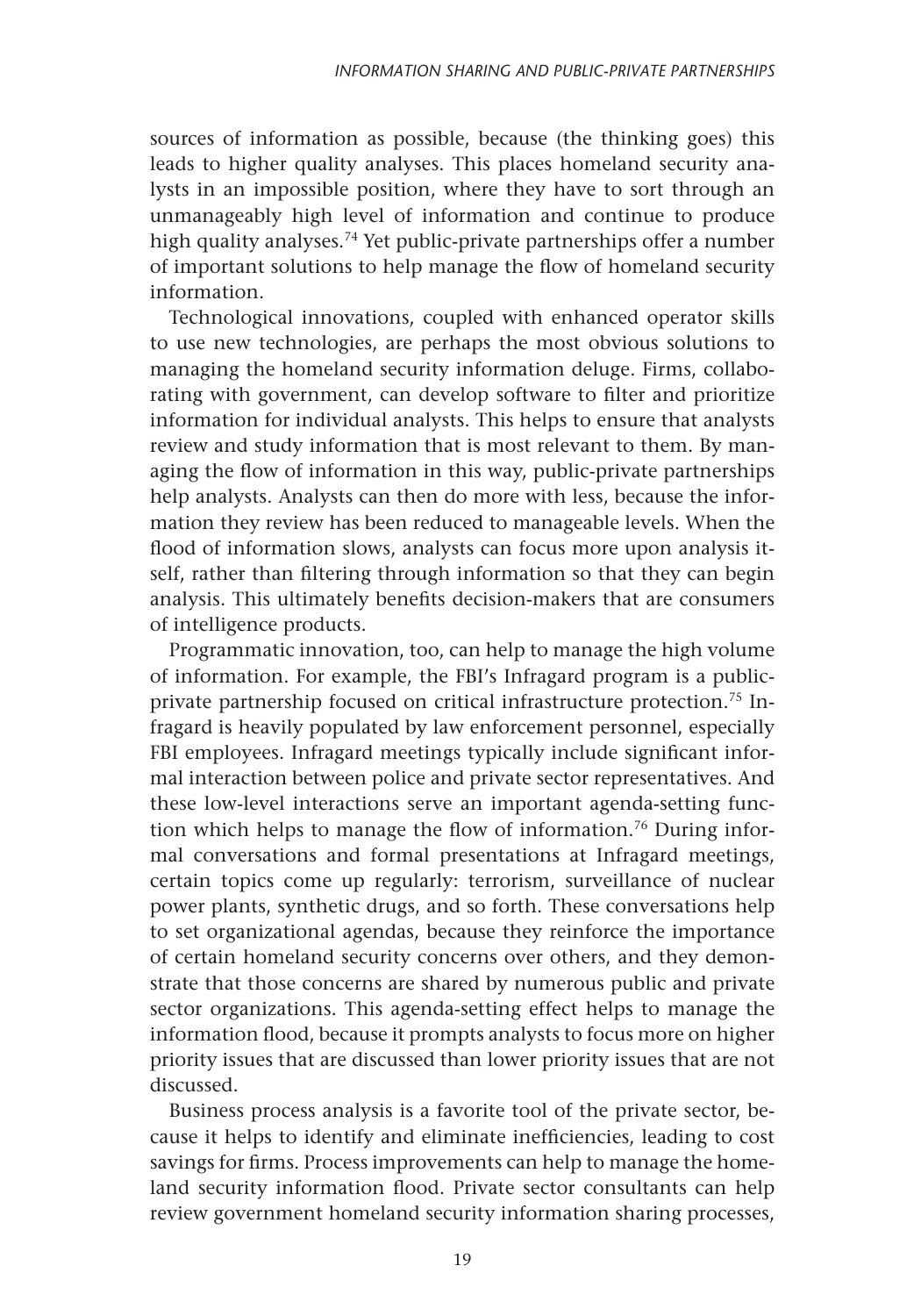sources of information as possible, because (the thinking goes) this leads to higher quality analyses. This places homeland security analysts in an impossible position, where they have to sort through an unmanageably high level of information and continue to produce high quality analyses.[74] Yet public-private partnerships offer a number of important solutions to help manage the flow of homeland security information.

Technological innovations, coupled with enhanced operator skills to use new technologies, are perhaps the most obvious solutions to managing the homeland security information deluge. Firms, collaborating with government, can develop software to filter and prioritize information for individual analysts. This helps to ensure that analysts review and study information that is most relevant to them. By managing the flow of information in this way, public-private partnerships help analysts. Analysts can then do more with less, because the information they review has been reduced to manageable levels. When the flood of information slows, analysts can focus more upon analysis itself, rather than filtering through information so that they can begin analysis. This ultimately benefits decision-makers that are consumers of intelligence products.

Programmatic innovation, too, can help to manage the high volume of information. For example, the FBI's Infragard program is a public-private partnership focused on critical infrastructure protection.[75] Infragard is heavily populated by law enforcement personnel, especially FBI employees. Infragard meetings typically include significant informal interaction between police and private sector representatives. And these low-level interactions serve an important agenda-setting function which helps to manage the flow of information.[76] During informal conversations and formal presentations at Infragard meetings, certain topics come up regularly: terrorism, surveillance of nuclear power plants, synthetic drugs, and so forth. These conversations help to set organizational agendas, because they reinforce the importance of certain homeland security concerns over others, and they demonstrate that those concerns are shared by numerous public and private sector organizations. This agenda-setting effect helps to manage the information flood, because it prompts analysts to focus more on higher priority issues that are discussed than lower priority issues that are not discussed.

Business process analysis is a favorite tool of the private sector, because it helps to identify and eliminate inefficiencies, leading to cost savings for firms. Process improvements can help to manage the homeland security information flood. Private sector consultants can help review government homeland security information sharing processes,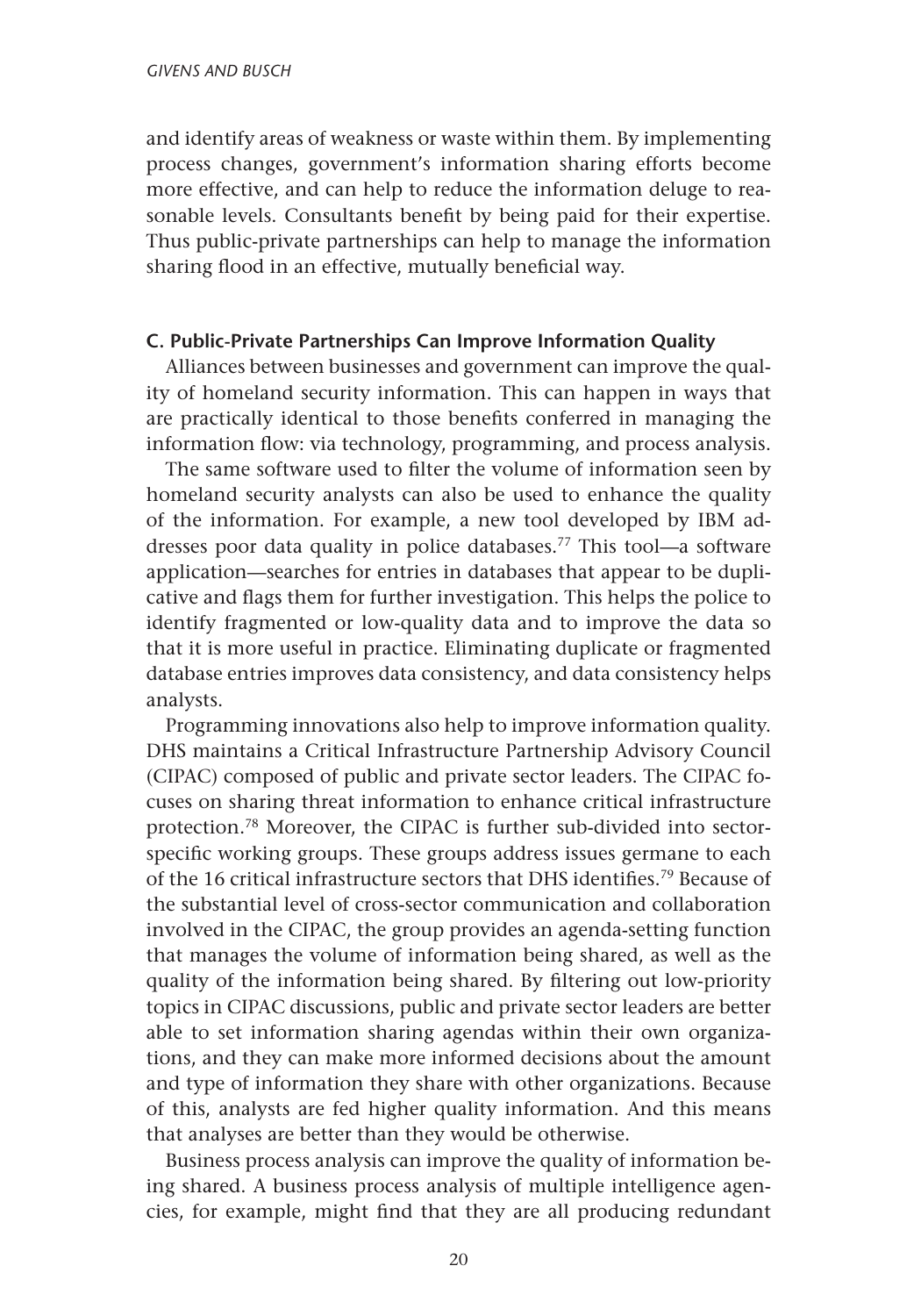and identify areas of weakness or waste within them. By implementing process changes, government's information sharing efforts become more effective, and can help to reduce the information deluge to reasonable levels. Consultants benefit by being paid for their expertise. Thus public-private partnerships can help to manage the information sharing flood in an effective, mutually beneficial way.

### C. Public-Private Partnerships Can Improve Information Quality

Alliances between businesses and government can improve the quality of homeland security information. This can happen in ways that are practically identical to those benefits conferred in managing the information flow: via technology, programming, and process analysis.

The same software used to filter the volume of information seen by homeland security analysts can also be used to enhance the quality of the information. For example, a new tool developed by IBM addresses poor data quality in police databases.[77] This tool—a software application—searches for entries in databases that appear to be duplicative and flags them for further investigation. This helps the police to identify fragmented or low-quality data and to improve the data so that it is more useful in practice. Eliminating duplicate or fragmented database entries improves data consistency, and data consistency helps analysts.

Programming innovations also help to improve information quality. DHS maintains a Critical Infrastructure Partnership Advisory Council (CIPAC) composed of public and private sector leaders. The CIPAC focuses on sharing threat information to enhance critical infrastructure protection.[78] Moreover, the CIPAC is further sub-divided into sector-specific working groups. These groups address issues germane to each of the 16 critical infrastructure sectors that DHS identifies.[79] Because of the substantial level of cross-sector communication and collaboration involved in the CIPAC, the group provides an agenda-setting function that manages the volume of information being shared, as well as the quality of the information being shared. By filtering out low-priority topics in CIPAC discussions, public and private sector leaders are better able to set information sharing agendas within their own organizations, and they can make more informed decisions about the amount and type of information they share with other organizations. Because of this, analysts are fed higher quality information. And this means that analyses are better than they would be otherwise.

Business process analysis can improve the quality of information being shared. A business process analysis of multiple intelligence agencies, for example, might find that they are all producing redundant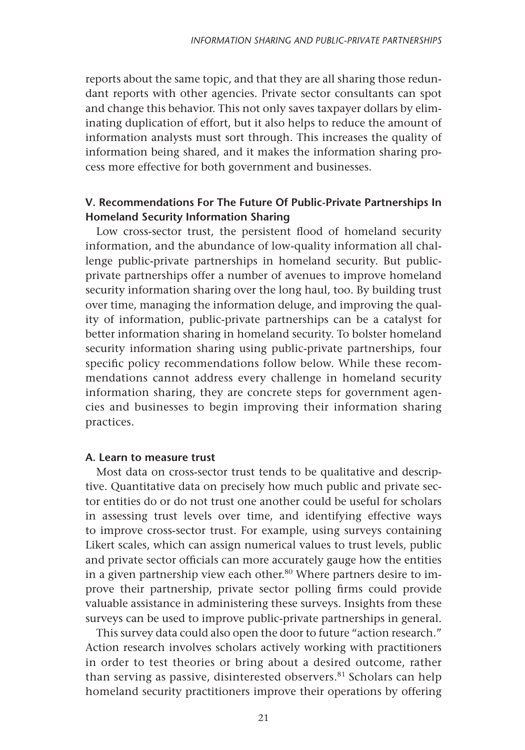reports about the same topic, and that they are all sharing those redundant reports with other agencies. Private sector consultants can spot and change this behavior. This not only saves taxpayer dollars by eliminating duplication of effort, but it also helps to reduce the amount of information analysts must sort through. This increases the quality of information being shared, and it makes the information sharing process more effective for both government and businesses.

## V. Recommendations For The Future Of Public-Private Partnerships In Homeland Security Information Sharing

Low cross-sector trust, the persistent flood of homeland security information, and the abundance of low-quality information all challenge public-private partnerships in homeland security. But public-private partnerships offer a number of avenues to improve homeland security information sharing over the long haul, too. By building trust over time, managing the information deluge, and improving the quality of information, public-private partnerships can be a catalyst for better information sharing in homeland security. To bolster homeland security information sharing using public-private partnerships, four specific policy recommendations follow below. While these recommendations cannot address every challenge in homeland security information sharing, they are concrete steps for government agencies and businesses to begin improving their information sharing practices.

### A. Learn to measure trust

Most data on cross-sector trust tends to be qualitative and descriptive. Quantitative data on precisely how much public and private sector entities do or do not trust one another could be useful for scholars in assessing trust levels over time, and identifying effective ways to improve cross-sector trust. For example, using surveys containing Likert scales, which can assign numerical values to trust levels, public and private sector officials can more accurately gauge how the entities in a given partnership view each other.[80] Where partners desire to improve their partnership, private sector polling firms could provide valuable assistance in administering these surveys. Insights from these surveys can be used to improve public-private partnerships in general.

This survey data could also open the door to future "action research." Action research involves scholars actively working with practitioners in order to test theories or bring about a desired outcome, rather than serving as passive, disinterested observers.[81] Scholars can help homeland security practitioners improve their operations by offering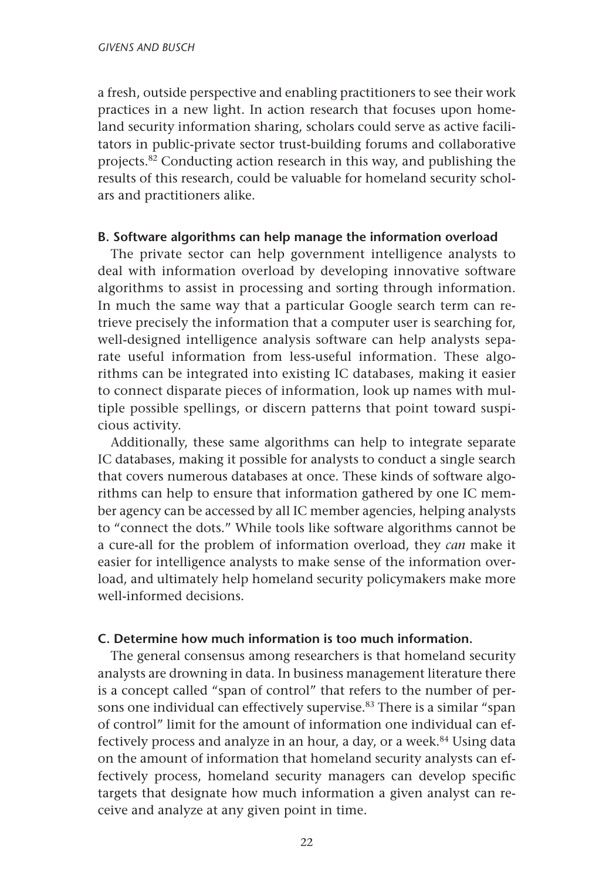a fresh, outside perspective and enabling practitioners to see their work practices in a new light. In action research that focuses upon homeland security information sharing, scholars could serve as active facilitators in public-private sector trust-building forums and collaborative projects.[82] Conducting action research in this way, and publishing the results of this research, could be valuable for homeland security scholars and practitioners alike.

#### B. Software algorithms can help manage the information overload

The private sector can help government intelligence analysts to deal with information overload by developing innovative software algorithms to assist in processing and sorting through information. In much the same way that a particular Google search term can retrieve precisely the information that a computer user is searching for, well-designed intelligence analysis software can help analysts separate useful information from less-useful information. These algorithms can be integrated into existing IC databases, making it easier to connect disparate pieces of information, look up names with multiple possible spellings, or discern patterns that point toward suspicious activity.

Additionally, these same algorithms can help to integrate separate IC databases, making it possible for analysts to conduct a single search that covers numerous databases at once. These kinds of software algorithms can help to ensure that information gathered by one IC member agency can be accessed by all IC member agencies, helping analysts to "connect the dots." While tools like software algorithms cannot be a cure-all for the problem of information overload, they *can* make it easier for intelligence analysts to make sense of the information overload, and ultimately help homeland security policymakers make more well-informed decisions.

#### C. Determine how much information is too much information.

The general consensus among researchers is that homeland security analysts are drowning in data. In business management literature there is a concept called "span of control" that refers to the number of persons one individual can effectively supervise.[83] There is a similar "span of control" limit for the amount of information one individual can effectively process and analyze in an hour, a day, or a week.[84] Using data on the amount of information that homeland security analysts can effectively process, homeland security managers can develop specific targets that designate how much information a given analyst can receive and analyze at any given point in time.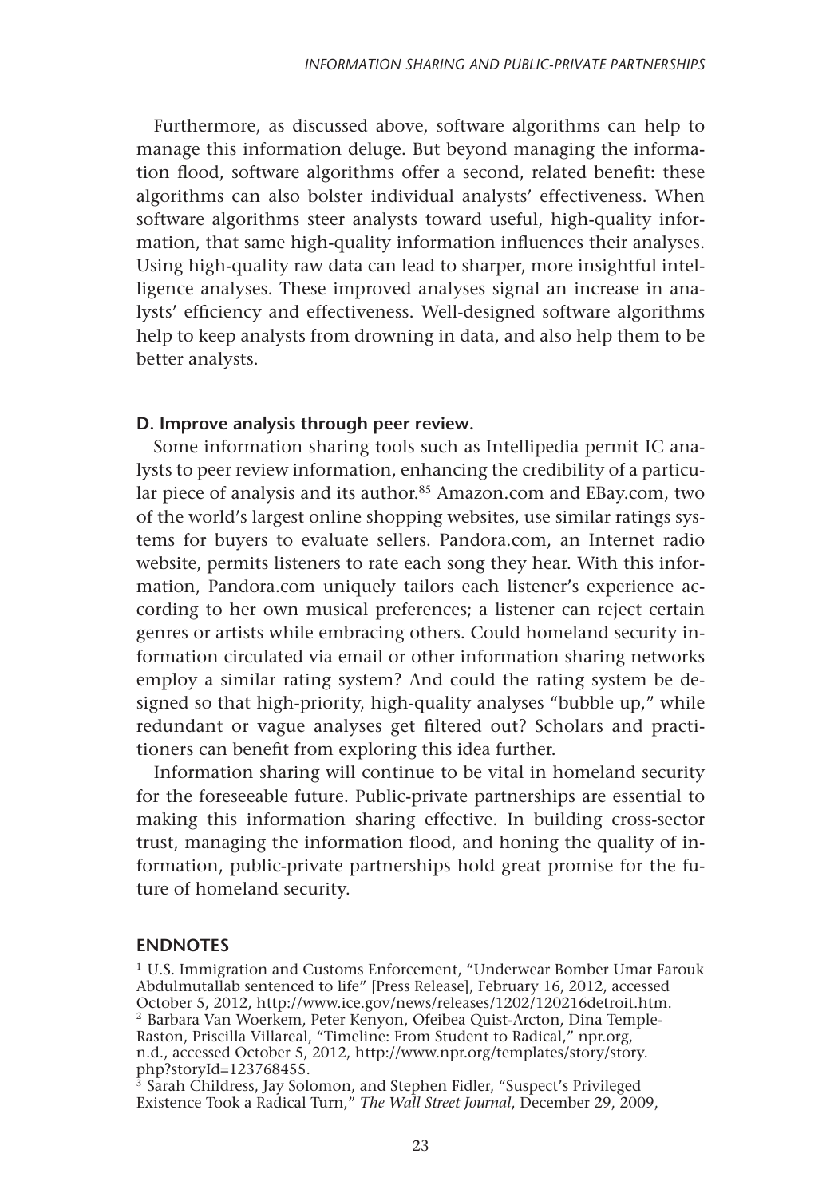Furthermore, as discussed above, software algorithms can help to manage this information deluge. But beyond managing the information flood, software algorithms offer a second, related benefit: these algorithms can also bolster individual analysts' effectiveness. When software algorithms steer analysts toward useful, high-quality information, that same high-quality information influences their analyses. Using high-quality raw data can lead to sharper, more insightful intelligence analyses. These improved analyses signal an increase in analysts' efficiency and effectiveness. Well-designed software algorithms help to keep analysts from drowning in data, and also help them to be better analysts.

### D. Improve analysis through peer review.

Some information sharing tools such as Intellipedia permit IC analysts to peer review information, enhancing the credibility of a particular piece of analysis and its author.[85] Amazon.com and EBay.com, two of the world's largest online shopping websites, use similar ratings systems for buyers to evaluate sellers. Pandora.com, an Internet radio website, permits listeners to rate each song they hear. With this information, Pandora.com uniquely tailors each listener's experience according to her own musical preferences; a listener can reject certain genres or artists while embracing others. Could homeland security information circulated via email or other information sharing networks employ a similar rating system? And could the rating system be designed so that high-priority, high-quality analyses "bubble up," while redundant or vague analyses get filtered out? Scholars and practitioners can benefit from exploring this idea further.

Information sharing will continue to be vital in homeland security for the foreseeable future. Public-private partnerships are essential to making this information sharing effective. In building cross-sector trust, managing the information flood, and honing the quality of information, public-private partnerships hold great promise for the future of homeland security.

## ENDNOTES

[1] U.S. Immigration and Customs Enforcement, "Underwear Bomber Umar Farouk Abdulmutallab sentenced to life" [Press Release], February 16, 2012, accessed October 5, 2012, http://www.ice.gov/news/releases/1202/120216detroit.htm.
[2] Barbara Van Woerkem, Peter Kenyon, Ofeibea Quist-Arcton, Dina Temple-Raston, Priscilla Villareal, "Timeline: From Student to Radical," npr.org, n.d., accessed October 5, 2012, http://www.npr.org/templates/story/story.php?storyId=123768455.
[3] Sarah Childress, Jay Solomon, and Stephen Fidler, "Suspect's Privileged Existence Took a Radical Turn," *The Wall Street Journal*, December 29, 2009,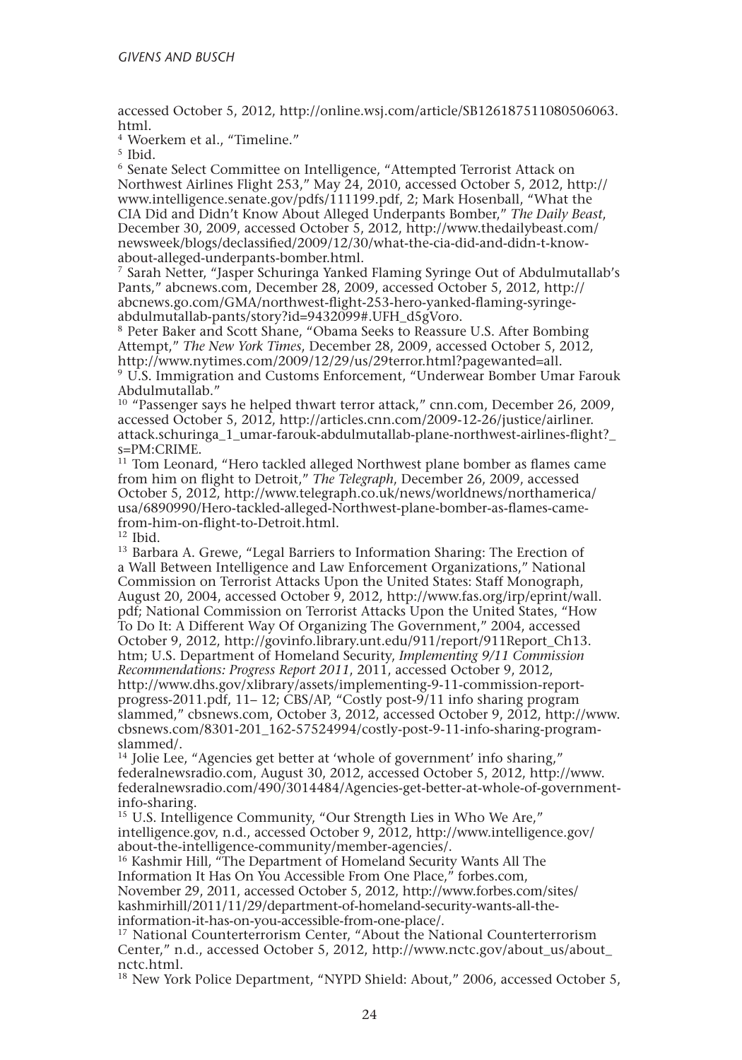accessed October 5, 2012, http://online.wsj.com/article/SB126187511080506063.html.

[4] Woerkem et al., "Timeline."

[5] Ibid.

[6] Senate Select Committee on Intelligence, "Attempted Terrorist Attack on Northwest Airlines Flight 253," May 24, 2010, accessed October 5, 2012, http://www.intelligence.senate.gov/pdfs/111199.pdf, 2; Mark Hosenball, "What the CIA Did and Didn't Know About Alleged Underpants Bomber," *The Daily Beast*, December 30, 2009, accessed October 5, 2012, http://www.thedailybeast.com/newsweek/blogs/declassified/2009/12/30/what-the-cia-did-and-didn-t-know-about-alleged-underpants-bomber.html.

[7] Sarah Netter, "Jasper Schuringa Yanked Flaming Syringe Out of Abdulmutallab's Pants," abcnews.com, December 28, 2009, accessed October 5, 2012, http://abcnews.go.com/GMA/northwest-flight-253-hero-yanked-flaming-syringe-abdulmutallab-pants/story?id=9432099#.UFH_d5gVoro.

[8] Peter Baker and Scott Shane, "Obama Seeks to Reassure U.S. After Bombing Attempt," *The New York Times*, December 28, 2009, accessed October 5, 2012, http://www.nytimes.com/2009/12/29/us/29terror.html?pagewanted=all.

[9] U.S. Immigration and Customs Enforcement, "Underwear Bomber Umar Farouk Abdulmutallab."

[10] "Passenger says he helped thwart terror attack," cnn.com, December 26, 2009, accessed October 5, 2012, http://articles.cnn.com/2009-12-26/justice/airliner.attack.schuringa_1_umar-farouk-abdulmutallab-plane-northwest-airlines-flight?_s=PM:CRIME.

[11] Tom Leonard, "Hero tackled alleged Northwest plane bomber as flames came from him on flight to Detroit," *The Telegraph*, December 26, 2009, accessed October 5, 2012, http://www.telegraph.co.uk/news/worldnews/northamerica/usa/6890990/Hero-tackled-alleged-Northwest-plane-bomber-as-flames-came-from-him-on-flight-to-Detroit.html.

[12] Ibid.

[13] Barbara A. Grewe, "Legal Barriers to Information Sharing: The Erection of a Wall Between Intelligence and Law Enforcement Organizations," National Commission on Terrorist Attacks Upon the United States: Staff Monograph, August 20, 2004, accessed October 9, 2012, http://www.fas.org/irp/eprint/wall.pdf; National Commission on Terrorist Attacks Upon the United States, "How To Do It: A Different Way Of Organizing The Government," 2004, accessed October 9, 2012, http://govinfo.library.unt.edu/911/report/911Report_Ch13.htm; U.S. Department of Homeland Security, *Implementing 9/11 Commission Recommendations: Progress Report 2011*, 2011, accessed October 9, 2012, http://www.dhs.gov/xlibrary/assets/implementing-9-11-commission-report-progress-2011.pdf, 11– 12; CBS/AP, "Costly post-9/11 info sharing program slammed," cbsnews.com, October 3, 2012, accessed October 9, 2012, http://www.cbsnews.com/8301-201_162-57524994/costly-post-9-11-info-sharing-program-slammed/.

[14] Jolie Lee, "Agencies get better at 'whole of government' info sharing," federalnewsradio.com, August 30, 2012, accessed October 5, 2012, http://www.federalnewsradio.com/490/3014484/Agencies-get-better-at-whole-of-government-info-sharing.

[15] U.S. Intelligence Community, "Our Strength Lies in Who We Are," intelligence.gov, n.d., accessed October 9, 2012, http://www.intelligence.gov/about-the-intelligence-community/member-agencies/.

[16] Kashmir Hill, "The Department of Homeland Security Wants All The Information It Has On You Accessible From One Place," forbes.com, November 29, 2011, accessed October 5, 2012, http://www.forbes.com/sites/kashmirhill/2011/11/29/department-of-homeland-security-wants-all-the-information-it-has-on-you-accessible-from-one-place/.

[17] National Counterterrorism Center, "About the National Counterterrorism Center," n.d., accessed October 5, 2012, http://www.nctc.gov/about_us/about_nctc.html.

[18] New York Police Department, "NYPD Shield: About," 2006, accessed October 5,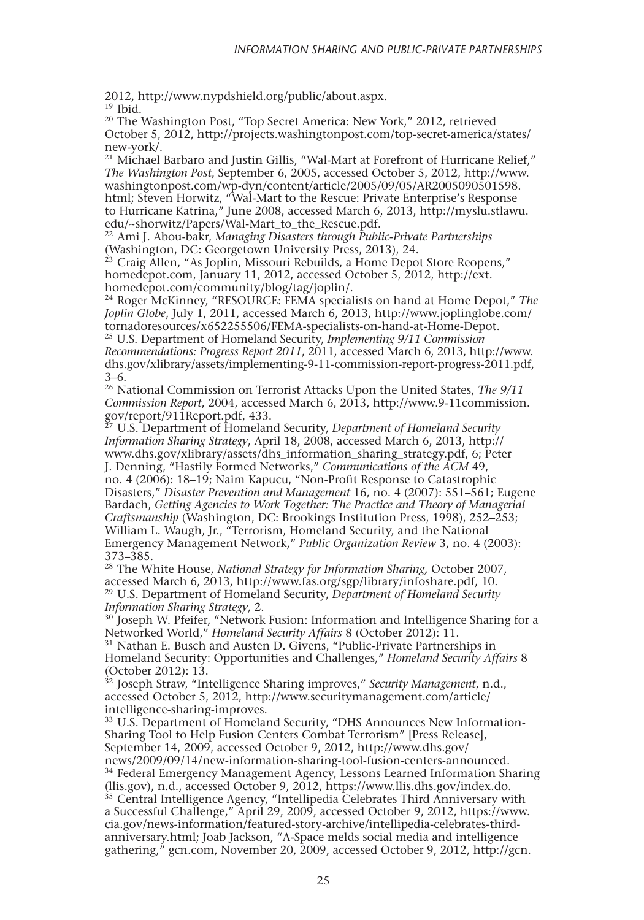2012, http://www.nypdshield.org/public/about.aspx.

[19] Ibid.

[20] The Washington Post, "Top Secret America: New York," 2012, retrieved October 5, 2012, http://projects.washingtonpost.com/top-secret-america/states/new-york/.

[21] Michael Barbaro and Justin Gillis, "Wal-Mart at Forefront of Hurricane Relief," *The Washington Post*, September 6, 2005, accessed October 5, 2012, http://www.washingtonpost.com/wp-dyn/content/article/2005/09/05/AR2005090501598.html; Steven Horwitz, "Wal-Mart to the Rescue: Private Enterprise's Response to Hurricane Katrina," June 2008, accessed March 6, 2013, http://myslu.stlawu.edu/~shorwitz/Papers/Wal-Mart_to_the_Rescue.pdf.

[22] Ami J. Abou-bakr, *Managing Disasters through Public-Private Partnerships* (Washington, DC: Georgetown University Press, 2013), 24.

[23] Craig Allen, "As Joplin, Missouri Rebuilds, a Home Depot Store Reopens," homedepot.com, January 11, 2012, accessed October 5, 2012, http://ext.homedepot.com/community/blog/tag/joplin/.

[24] Roger McKinney, "RESOURCE: FEMA specialists on hand at Home Depot," *The Joplin Globe*, July 1, 2011, accessed March 6, 2013, http://www.joplinglobe.com/tornadoresources/x652255506/FEMA-specialists-on-hand-at-Home-Depot.

[25] U.S. Department of Homeland Security, *Implementing 9/11 Commission Recommendations: Progress Report 2011*, 2011, accessed March 6, 2013, http://www.dhs.gov/xlibrary/assets/implementing-9-11-commission-report-progress-2011.pdf, 3–6.

[26] National Commission on Terrorist Attacks Upon the United States, *The 9/11 Commission Report*, 2004, accessed March 6, 2013, http://www.9-11commission.gov/report/911Report.pdf, 433.

[27] U.S. Department of Homeland Security, *Department of Homeland Security Information Sharing Strategy*, April 18, 2008, accessed March 6, 2013, http://www.dhs.gov/xlibrary/assets/dhs_information_sharing_strategy.pdf, 6; Peter J. Denning, "Hastily Formed Networks," *Communications of the ACM* 49, no. 4 (2006): 18–19; Naim Kapucu, "Non-Profit Response to Catastrophic Disasters," *Disaster Prevention and Management* 16, no. 4 (2007): 551–561; Eugene Bardach, *Getting Agencies to Work Together: The Practice and Theory of Managerial Craftsmanship* (Washington, DC: Brookings Institution Press, 1998), 252–253; William L. Waugh, Jr., "Terrorism, Homeland Security, and the National Emergency Management Network," *Public Organization Review* 3, no. 4 (2003): 373–385.

[28] The White House, *National Strategy for Information Sharing,* October 2007, accessed March 6, 2013, http://www.fas.org/sgp/library/infoshare.pdf, 10.

[29] U.S. Department of Homeland Security, *Department of Homeland Security Information Sharing Strategy*, 2.

[30] Joseph W. Pfeifer, "Network Fusion: Information and Intelligence Sharing for a Networked World," *Homeland Security Affairs* 8 (October 2012): 11.

[31] Nathan E. Busch and Austen D. Givens, "Public-Private Partnerships in Homeland Security: Opportunities and Challenges," *Homeland Security Affairs* 8 (October 2012): 13.

[32] Joseph Straw, "Intelligence Sharing improves," *Security Management*, n.d., accessed October 5, 2012, http://www.securitymanagement.com/article/intelligence-sharing-improves.

[33] U.S. Department of Homeland Security, "DHS Announces New Information-Sharing Tool to Help Fusion Centers Combat Terrorism" [Press Release], September 14, 2009, accessed October 9, 2012, http://www.dhs.gov/news/2009/09/14/new-information-sharing-tool-fusion-centers-announced.

[34] Federal Emergency Management Agency, Lessons Learned Information Sharing (llis.gov), n.d., accessed October 9, 2012, https://www.llis.dhs.gov/index.do.

[35] Central Intelligence Agency, "Intellipedia Celebrates Third Anniversary with a Successful Challenge," April 29, 2009, accessed October 9, 2012, https://www.cia.gov/news-information/featured-story-archive/intellipedia-celebrates-third-anniversary.html; Joab Jackson, "A-Space melds social media and intelligence gathering," gcn.com, November 20, 2009, accessed October 9, 2012, http://gcn.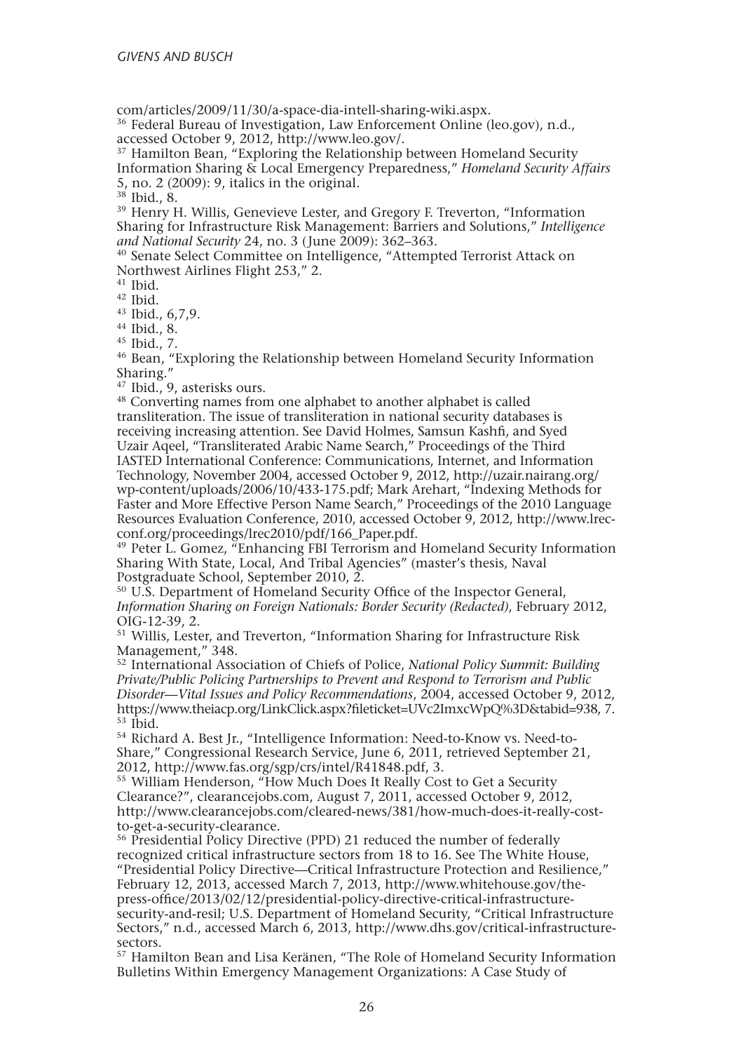com/articles/2009/11/30/a-space-dia-intell-sharing-wiki.aspx.

[36] Federal Bureau of Investigation, Law Enforcement Online (leo.gov), n.d., accessed October 9, 2012, http://www.leo.gov/.

[37] Hamilton Bean, "Exploring the Relationship between Homeland Security Information Sharing & Local Emergency Preparedness," *Homeland Security Affairs* 5, no. 2 (2009): 9, italics in the original.

[38] Ibid., 8.

[39] Henry H. Willis, Genevieve Lester, and Gregory F. Treverton, "Information Sharing for Infrastructure Risk Management: Barriers and Solutions," *Intelligence and National Security* 24, no. 3 (June 2009): 362–363.

[40] Senate Select Committee on Intelligence, "Attempted Terrorist Attack on Northwest Airlines Flight 253," 2.

[41] Ibid.

[42] Ibid.

[43] Ibid., 6,7,9.

[44] Ibid., 8.

[45] Ibid., 7.

[46] Bean, "Exploring the Relationship between Homeland Security Information Sharing."

[47] Ibid., 9, asterisks ours.

[48] Converting names from one alphabet to another alphabet is called transliteration. The issue of transliteration in national security databases is receiving increasing attention. See David Holmes, Samsun Kashfi, and Syed Uzair Aqeel, "Transliterated Arabic Name Search," Proceedings of the Third IASTED International Conference: Communications, Internet, and Information Technology, November 2004, accessed October 9, 2012, http://uzair.nairang.org/wp-content/uploads/2006/10/433-175.pdf; Mark Arehart, "Indexing Methods for Faster and More Effective Person Name Search," Proceedings of the 2010 Language Resources Evaluation Conference, 2010, accessed October 9, 2012, http://www.lrec-conf.org/proceedings/lrec2010/pdf/166_Paper.pdf.

[49] Peter L. Gomez, "Enhancing FBI Terrorism and Homeland Security Information Sharing With State, Local, And Tribal Agencies" (master's thesis, Naval Postgraduate School, September 2010, 2.

[50] U.S. Department of Homeland Security Office of the Inspector General, *Information Sharing on Foreign Nationals: Border Security (Redacted)*, February 2012, OIG-12-39, 2.

[51] Willis, Lester, and Treverton, "Information Sharing for Infrastructure Risk Management," 348.

[52] International Association of Chiefs of Police, *National Policy Summit: Building Private/Public Policing Partnerships to Prevent and Respond to Terrorism and Public Disorder—Vital Issues and Policy Recommendations*, 2004, accessed October 9, 2012, https://www.theiacp.org/LinkClick.aspx?fileticket=UVc2ImxcWpQ%3D&tabid=938, 7.

[53] Ibid.

[54] Richard A. Best Jr., "Intelligence Information: Need-to-Know vs. Need-to-Share," Congressional Research Service, June 6, 2011, retrieved September 21, 2012, http://www.fas.org/sgp/crs/intel/R41848.pdf, 3.

[55] William Henderson, "How Much Does It Really Cost to Get a Security Clearance?", clearancejobs.com, August 7, 2011, accessed October 9, 2012, http://www.clearancejobs.com/cleared-news/381/how-much-does-it-really-cost-to-get-a-security-clearance.

[56] Presidential Policy Directive (PPD) 21 reduced the number of federally recognized critical infrastructure sectors from 18 to 16. See The White House, "Presidential Policy Directive—Critical Infrastructure Protection and Resilience," February 12, 2013, accessed March 7, 2013, http://www.whitehouse.gov/the-press-office/2013/02/12/presidential-policy-directive-critical-infrastructure-security-and-resil; U.S. Department of Homeland Security, "Critical Infrastructure Sectors," n.d., accessed March 6, 2013, http://www.dhs.gov/critical-infrastructure-sectors.

[57] Hamilton Bean and Lisa Keränen, "The Role of Homeland Security Information Bulletins Within Emergency Management Organizations: A Case Study of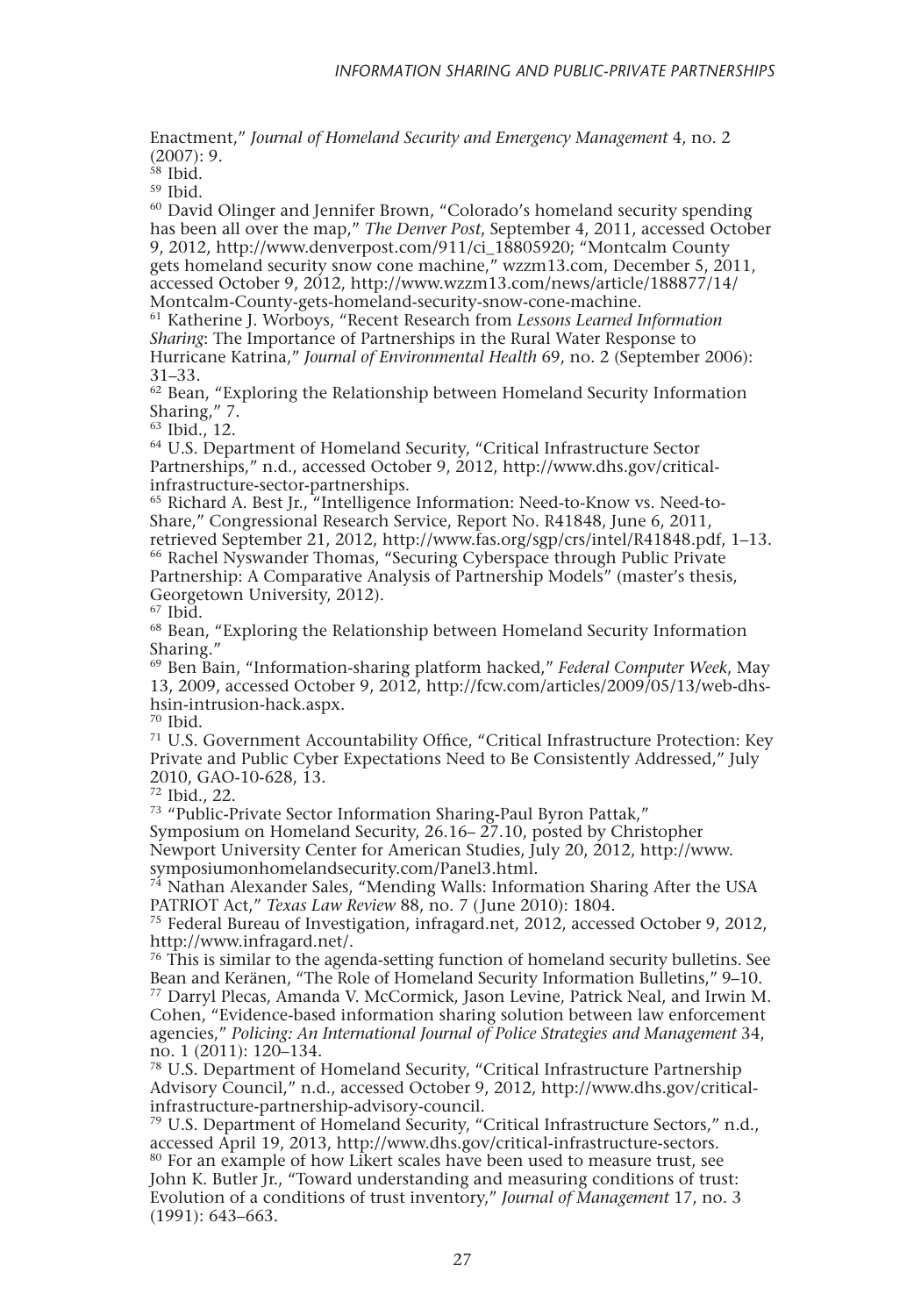Enactment," *Journal of Homeland Security and Emergency Management* 4, no. 2 (2007): 9.

[58] Ibid.

[59] Ibid.

[60] David Olinger and Jennifer Brown, "Colorado's homeland security spending has been all over the map," *The Denver Post*, September 4, 2011, accessed October 9, 2012, http://www.denverpost.com/911/ci_18805920; "Montcalm County gets homeland security snow cone machine," wzzm13.com, December 5, 2011, accessed October 9, 2012, http://www.wzzm13.com/news/article/188877/14/Montcalm-County-gets-homeland-security-snow-cone-machine.

[61] Katherine J. Worboys, "Recent Research from *Lessons Learned Information Sharing*: The Importance of Partnerships in the Rural Water Response to Hurricane Katrina," *Journal of Environmental Health* 69, no. 2 (September 2006): 31–33.

[62] Bean, "Exploring the Relationship between Homeland Security Information Sharing," 7.

[63] Ibid., 12.

[64] U.S. Department of Homeland Security, "Critical Infrastructure Sector Partnerships," n.d., accessed October 9, 2012, http://www.dhs.gov/critical-infrastructure-sector-partnerships.

[65] Richard A. Best Jr., "Intelligence Information: Need-to-Know vs. Need-to-Share," Congressional Research Service, Report No. R41848, June 6, 2011, retrieved September 21, 2012, http://www.fas.org/sgp/crs/intel/R41848.pdf, 1–13.

[66] Rachel Nyswander Thomas, "Securing Cyberspace through Public Private Partnership: A Comparative Analysis of Partnership Models" (master's thesis, Georgetown University, 2012).

[67] Ibid.

[68] Bean, "Exploring the Relationship between Homeland Security Information Sharing."

[69] Ben Bain, "Information-sharing platform hacked," *Federal Computer Week*, May 13, 2009, accessed October 9, 2012, http://fcw.com/articles/2009/05/13/web-dhs-hsin-intrusion-hack.aspx.

[70] Ibid.

[71] U.S. Government Accountability Office, "Critical Infrastructure Protection: Key Private and Public Cyber Expectations Need to Be Consistently Addressed," July 2010, GAO-10-628, 13.

[72] Ibid., 22.

[73] "Public-Private Sector Information Sharing-Paul Byron Pattak," Symposium on Homeland Security, 26.16– 27.10, posted by Christopher Newport University Center for American Studies, July 20, 2012, http://www.symposiumonhomelandsecurity.com/Panel3.html.

[74] Nathan Alexander Sales, "Mending Walls: Information Sharing After the USA PATRIOT Act," *Texas Law Review* 88, no. 7 (June 2010): 1804.

[75] Federal Bureau of Investigation, infragard.net, 2012, accessed October 9, 2012, http://www.infragard.net/.

[76] This is similar to the agenda-setting function of homeland security bulletins. See Bean and Keränen, "The Role of Homeland Security Information Bulletins," 9–10.

[77] Darryl Plecas, Amanda V. McCormick, Jason Levine, Patrick Neal, and Irwin M. Cohen, "Evidence-based information sharing solution between law enforcement agencies," *Policing: An International Journal of Police Strategies and Management* 34, no. 1 (2011): 120–134.

[78] U.S. Department of Homeland Security, "Critical Infrastructure Partnership Advisory Council," n.d., accessed October 9, 2012, http://www.dhs.gov/critical-infrastructure-partnership-advisory-council.

[79] U.S. Department of Homeland Security, "Critical Infrastructure Sectors," n.d., accessed April 19, 2013, http://www.dhs.gov/critical-infrastructure-sectors.

[80] For an example of how Likert scales have been used to measure trust, see John K. Butler Jr., "Toward understanding and measuring conditions of trust: Evolution of a conditions of trust inventory," *Journal of Management* 17, no. 3 (1991): 643–663.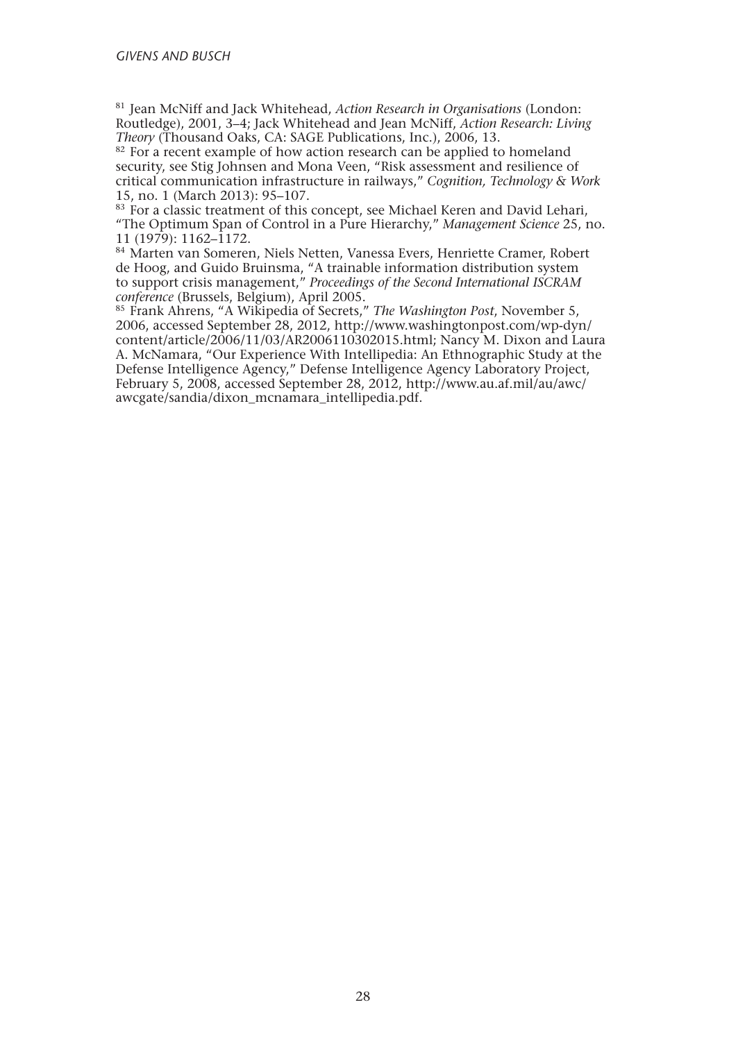[81] Jean McNiff and Jack Whitehead, *Action Research in Organisations* (London: Routledge), 2001, 3–4; Jack Whitehead and Jean McNiff, *Action Research: Living Theory* (Thousand Oaks, CA: SAGE Publications, Inc.), 2006, 13.

[82] For a recent example of how action research can be applied to homeland security, see Stig Johnsen and Mona Veen, "Risk assessment and resilience of critical communication infrastructure in railways," *Cognition, Technology & Work* 15, no. 1 (March 2013): 95–107.

[83] For a classic treatment of this concept, see Michael Keren and David Lehari, "The Optimum Span of Control in a Pure Hierarchy," *Management Science* 25, no. 11 (1979): 1162–1172.

[84] Marten van Someren, Niels Netten, Vanessa Evers, Henriette Cramer, Robert de Hoog, and Guido Bruinsma, "A trainable information distribution system to support crisis management," *Proceedings of the Second International ISCRAM conference* (Brussels, Belgium), April 2005.

[85] Frank Ahrens, "A Wikipedia of Secrets," *The Washington Post*, November 5, 2006, accessed September 28, 2012, http://www.washingtonpost.com/wp-dyn/content/article/2006/11/03/AR2006110302015.html; Nancy M. Dixon and Laura A. McNamara, "Our Experience With Intellipedia: An Ethnographic Study at the Defense Intelligence Agency," Defense Intelligence Agency Laboratory Project, February 5, 2008, accessed September 28, 2012, http://www.au.af.mil/au/awc/awcgate/sandia/dixon_mcnamara_intellipedia.pdf.